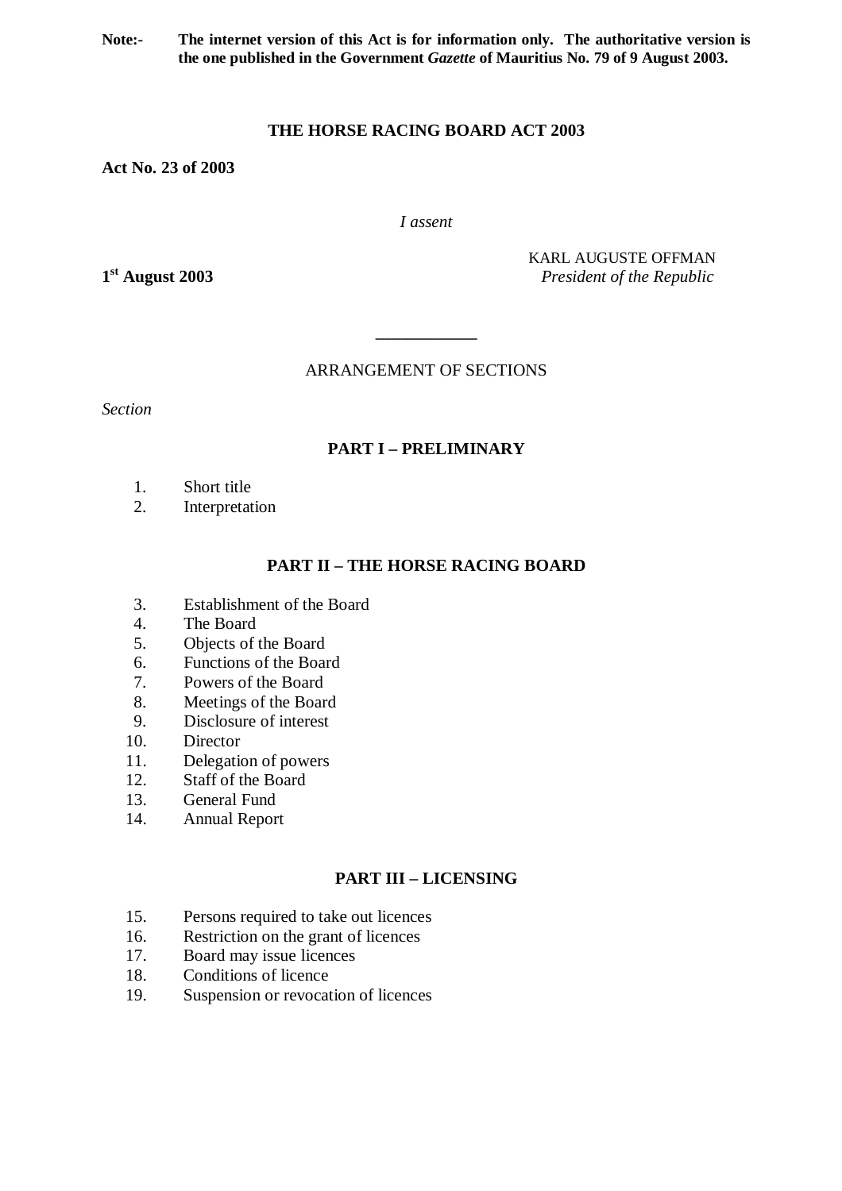**Note:-** **The internet version of this Act is for information only. The authoritative version is the one published in the Government *Gazette* of Mauritius No. 79 of 9 August 2003.**

# THE HORSE RACING BOARD ACT 2003

**Act No. 23 of 2003**

*I assent*

KARL AUGUSTE OFFMAN
*President of the Republic*

**1st August 2003**

---

ARRANGEMENT OF SECTIONS

*Section*

## PART I – PRELIMINARY

1. Short title
2. Interpretation

## PART II – THE HORSE RACING BOARD

3. Establishment of the Board
4. The Board
5. Objects of the Board
6. Functions of the Board
7. Powers of the Board
8. Meetings of the Board
9. Disclosure of interest
10. Director
11. Delegation of powers
12. Staff of the Board
13. General Fund
14. Annual Report

## PART III – LICENSING

15. Persons required to take out licences
16. Restriction on the grant of licences
17. Board may issue licences
18. Conditions of licence
19. Suspension or revocation of licences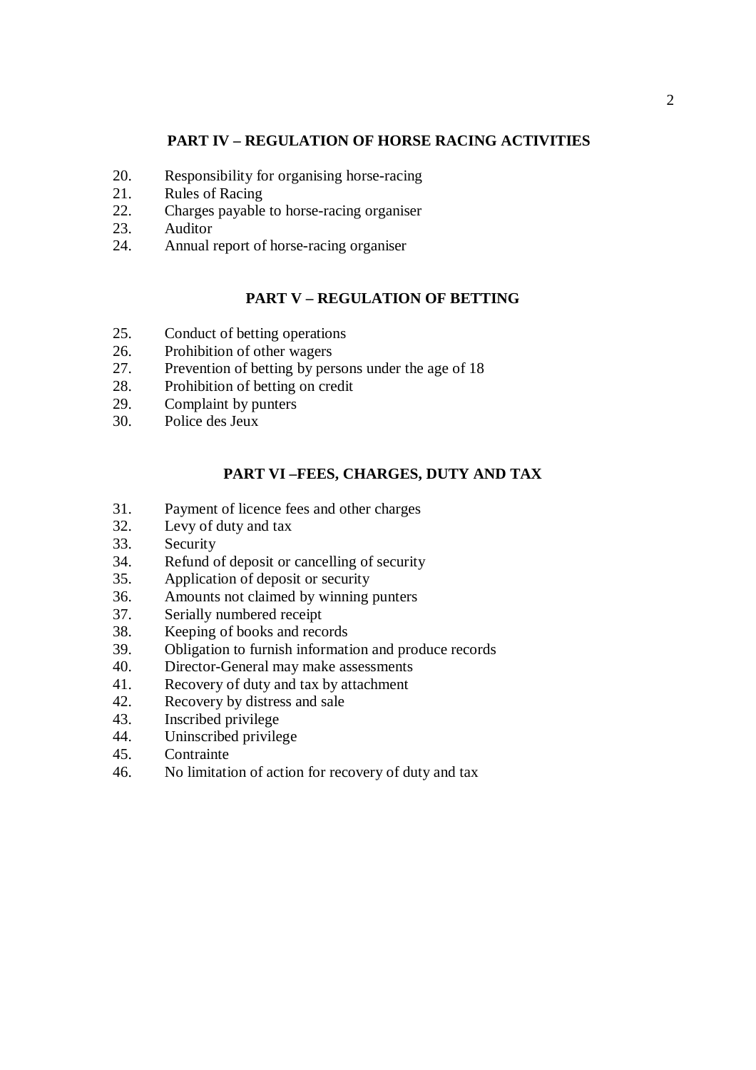## PART IV – REGULATION OF HORSE RACING ACTIVITIES

20. Responsibility for organising horse-racing
21. Rules of Racing
22. Charges payable to horse-racing organiser
23. Auditor
24. Annual report of horse-racing organiser

## PART V – REGULATION OF BETTING

25. Conduct of betting operations
26. Prohibition of other wagers
27. Prevention of betting by persons under the age of 18
28. Prohibition of betting on credit
29. Complaint by punters
30. Police des Jeux

## PART VI –FEES, CHARGES, DUTY AND TAX

31. Payment of licence fees and other charges
32. Levy of duty and tax
33. Security
34. Refund of deposit or cancelling of security
35. Application of deposit or security
36. Amounts not claimed by winning punters
37. Serially numbered receipt
38. Keeping of books and records
39. Obligation to furnish information and produce records
40. Director-General may make assessments
41. Recovery of duty and tax by attachment
42. Recovery by distress and sale
43. Inscribed privilege
44. Uninscribed privilege
45. Contrainte
46. No limitation of action for recovery of duty and tax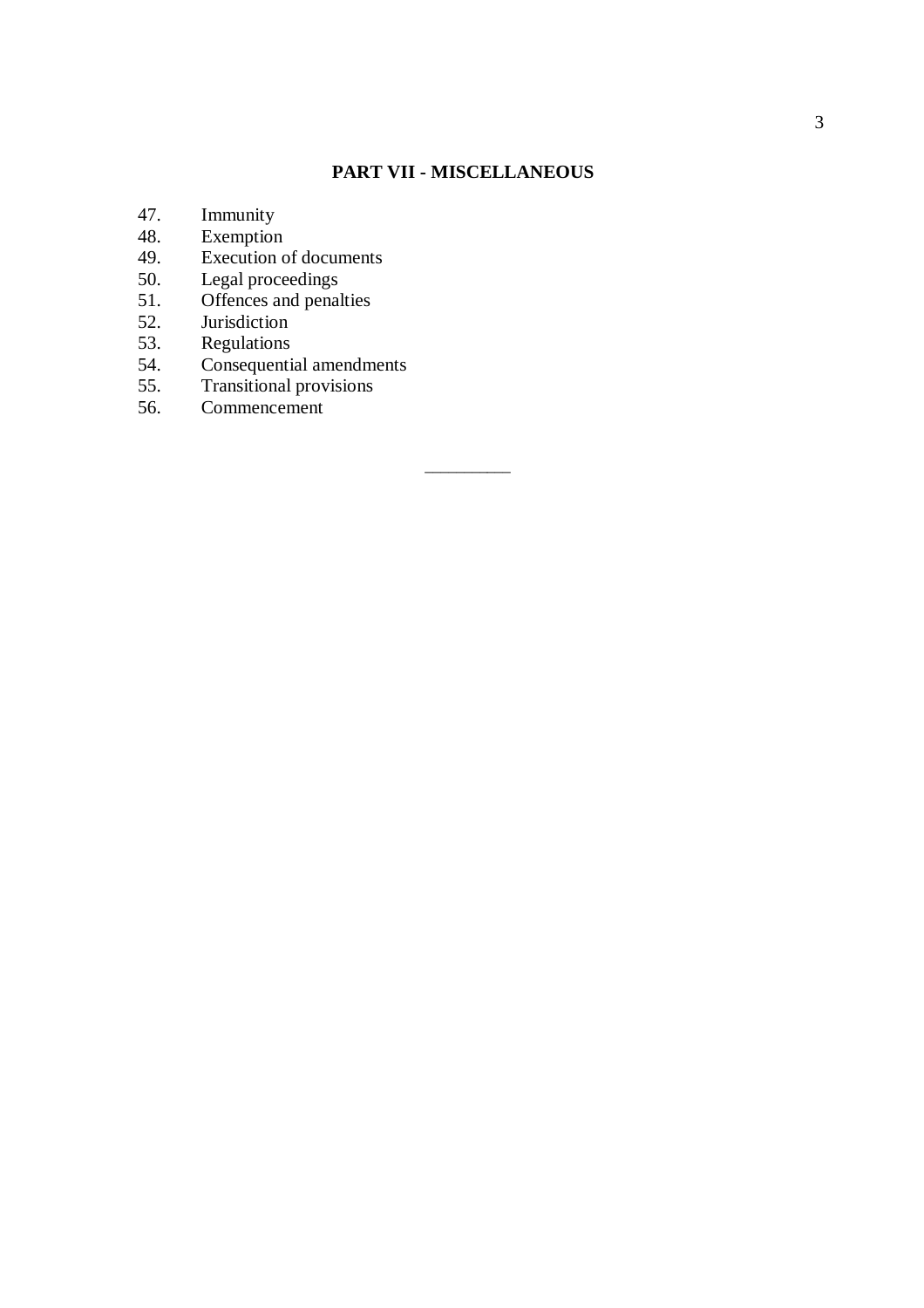## PART VII - MISCELLANEOUS

47. Immunity
48. Exemption
49. Execution of documents
50. Legal proceedings
51. Offences and penalties
52. Jurisdiction
53. Regulations
54. Consequential amendments
55. Transitional provisions
56. Commencement

\_\_\_\_\_\_\_\_\_\_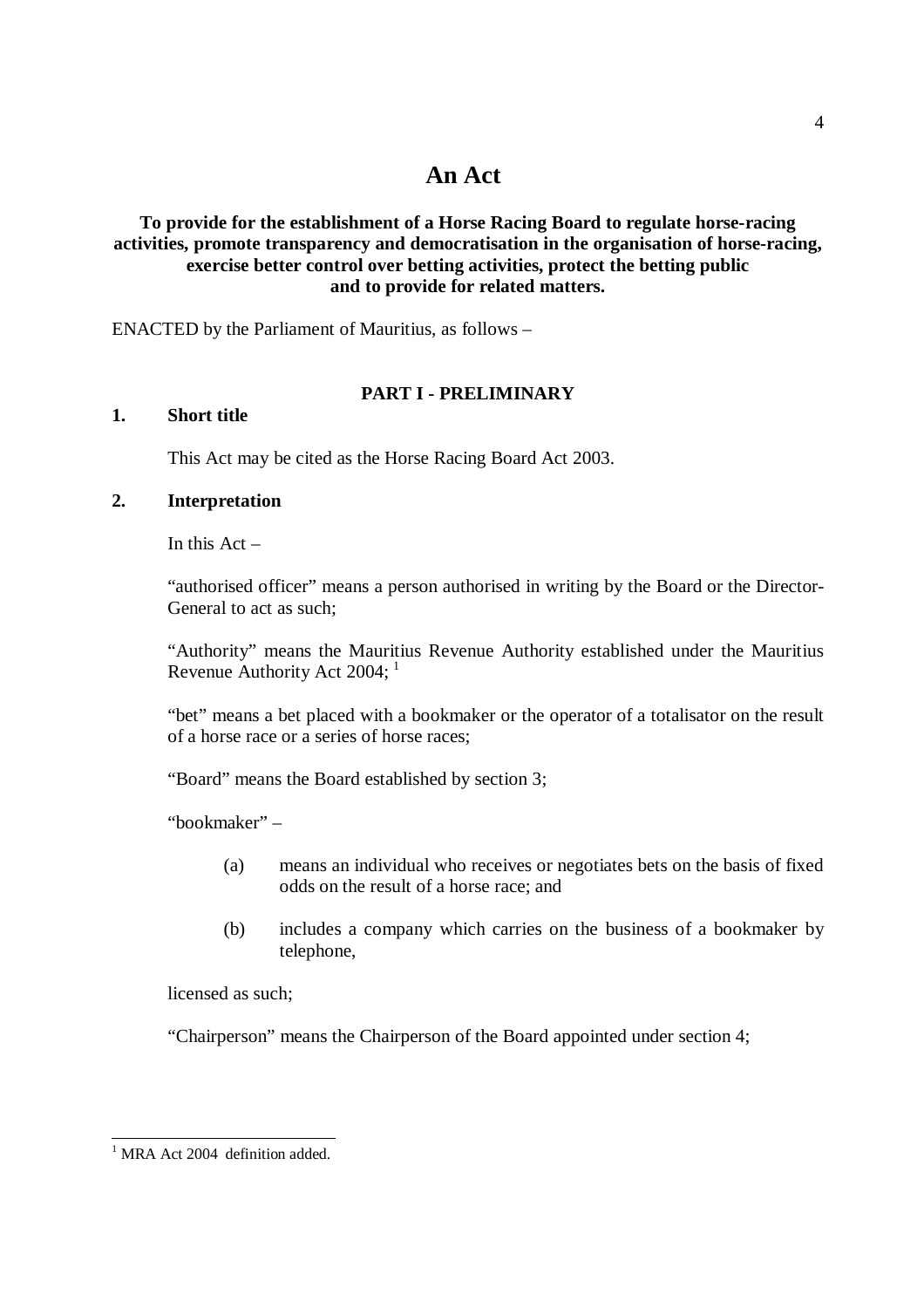# An Act

**To provide for the establishment of a Horse Racing Board to regulate horse-racing activities, promote transparency and democratisation in the organisation of horse-racing, exercise better control over betting activities, protect the betting public and to provide for related matters.**

ENACTED by the Parliament of Mauritius, as follows –

## PART I - PRELIMINARY

### 1. Short title

This Act may be cited as the Horse Racing Board Act 2003.

### 2. Interpretation

In this Act –

"authorised officer" means a person authorised in writing by the Board or the Director-General to act as such;

"Authority" means the Mauritius Revenue Authority established under the Mauritius Revenue Authority Act 2004; [1]

"bet" means a bet placed with a bookmaker or the operator of a totalisator on the result of a horse race or a series of horse races;

"Board" means the Board established by section 3;

"bookmaker" –

(a) means an individual who receives or negotiates bets on the basis of fixed odds on the result of a horse race; and

(b) includes a company which carries on the business of a bookmaker by telephone,

licensed as such;

"Chairperson" means the Chairperson of the Board appointed under section 4;

---

[1] MRA Act 2004 definition added.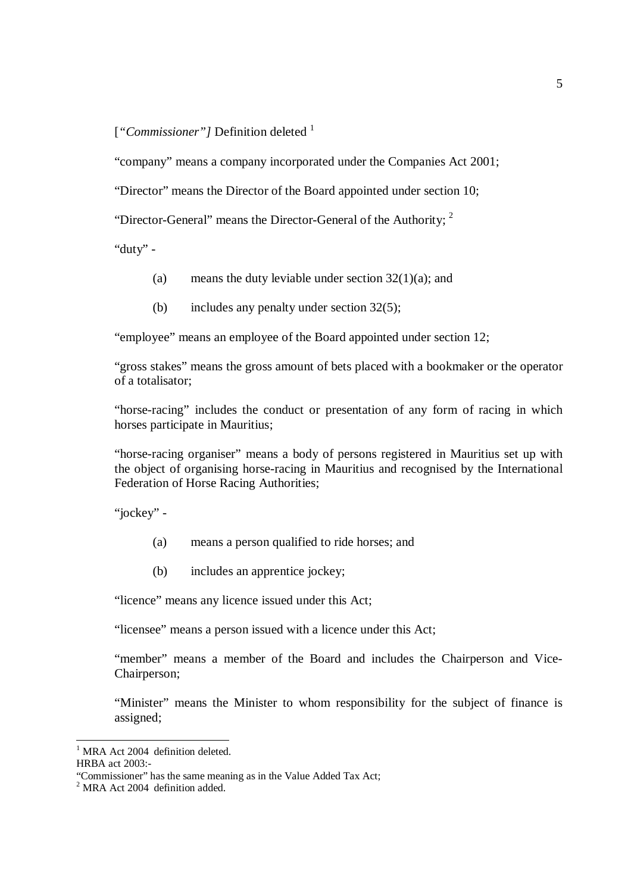[*"Commissioner"]* Definition deleted [1]

"company" means a company incorporated under the Companies Act 2001;

"Director" means the Director of the Board appointed under section 10;

"Director-General" means the Director-General of the Authority; [2]

"duty" -

(a) means the duty leviable under section 32(1)(a); and

(b) includes any penalty under section 32(5);

"employee" means an employee of the Board appointed under section 12;

"gross stakes" means the gross amount of bets placed with a bookmaker or the operator of a totalisator;

"horse-racing" includes the conduct or presentation of any form of racing in which horses participate in Mauritius;

"horse-racing organiser" means a body of persons registered in Mauritius set up with the object of organising horse-racing in Mauritius and recognised by the International Federation of Horse Racing Authorities;

"jockey" -

(a) means a person qualified to ride horses; and

(b) includes an apprentice jockey;

"licence" means any licence issued under this Act;

"licensee" means a person issued with a licence under this Act;

"member" means a member of the Board and includes the Chairperson and Vice-Chairperson;

"Minister" means the Minister to whom responsibility for the subject of finance is assigned;

---

[1] MRA Act 2004 definition deleted.
HRBA act 2003:-
"Commissioner" has the same meaning as in the Value Added Tax Act;

[2] MRA Act 2004 definition added.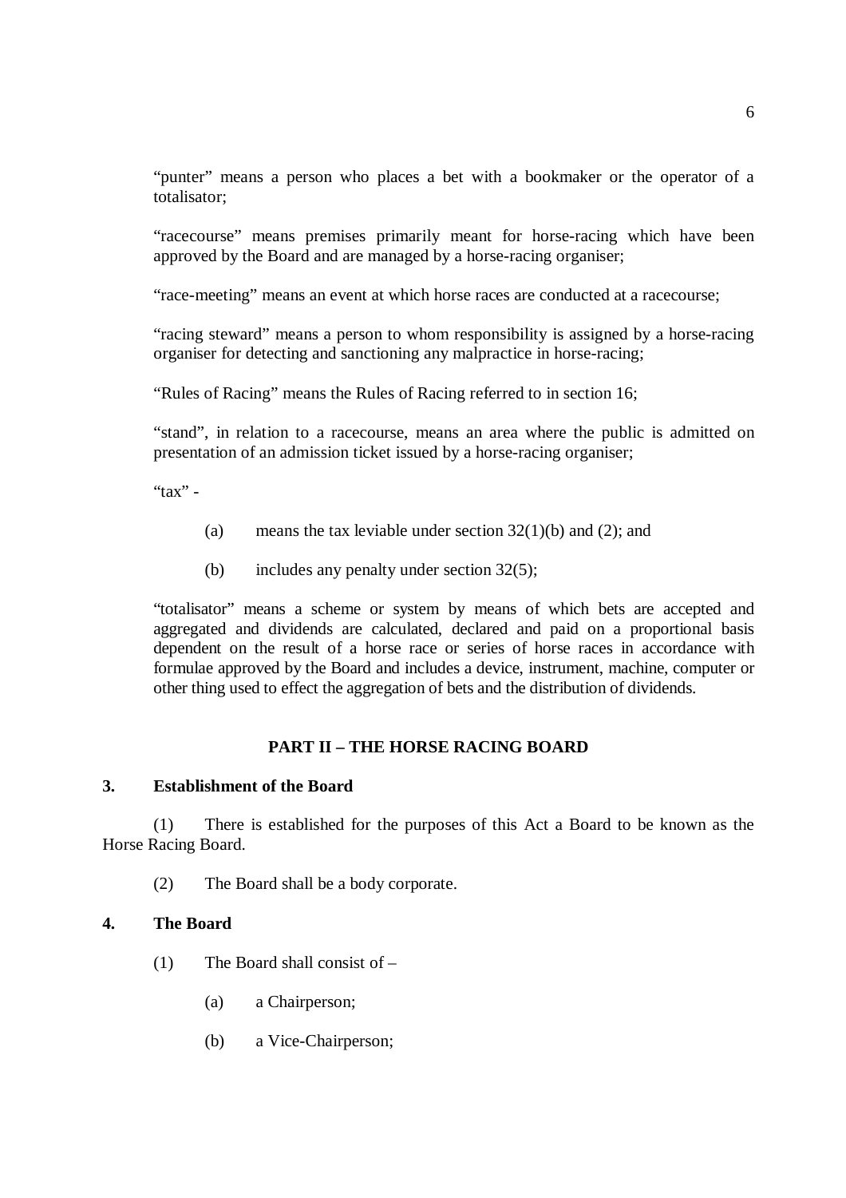"punter" means a person who places a bet with a bookmaker or the operator of a totalisator;

"racecourse" means premises primarily meant for horse-racing which have been approved by the Board and are managed by a horse-racing organiser;

"race-meeting" means an event at which horse races are conducted at a racecourse;

"racing steward" means a person to whom responsibility is assigned by a horse-racing organiser for detecting and sanctioning any malpractice in horse-racing;

"Rules of Racing" means the Rules of Racing referred to in section 16;

"stand", in relation to a racecourse, means an area where the public is admitted on presentation of an admission ticket issued by a horse-racing organiser;

"tax" -

(a) means the tax leviable under section 32(1)(b) and (2); and

(b) includes any penalty under section 32(5);

"totalisator" means a scheme or system by means of which bets are accepted and aggregated and dividends are calculated, declared and paid on a proportional basis dependent on the result of a horse race or series of horse races in accordance with formulae approved by the Board and includes a device, instrument, machine, computer or other thing used to effect the aggregation of bets and the distribution of dividends.

## PART II – THE HORSE RACING BOARD

### 3. Establishment of the Board

(1) There is established for the purposes of this Act a Board to be known as the Horse Racing Board.

(2) The Board shall be a body corporate.

### 4. The Board

(1) The Board shall consist of –

(a) a Chairperson;

(b) a Vice-Chairperson;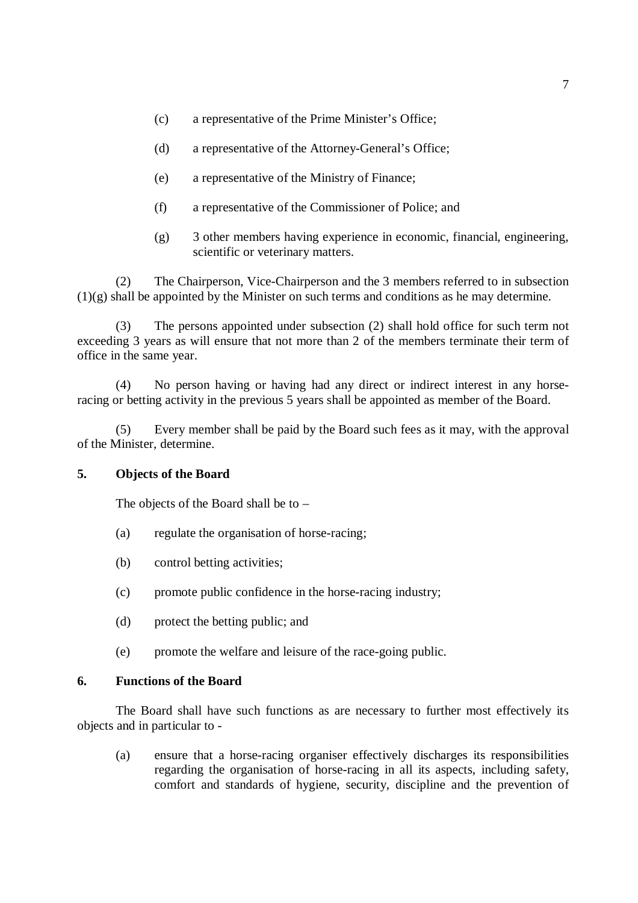(c) a representative of the Prime Minister's Office;

(d) a representative of the Attorney-General's Office;

(e) a representative of the Ministry of Finance;

(f) a representative of the Commissioner of Police; and

(g) 3 other members having experience in economic, financial, engineering, scientific or veterinary matters.

(2) The Chairperson, Vice-Chairperson and the 3 members referred to in subsection (1)(g) shall be appointed by the Minister on such terms and conditions as he may determine.

(3) The persons appointed under subsection (2) shall hold office for such term not exceeding 3 years as will ensure that not more than 2 of the members terminate their term of office in the same year.

(4) No person having or having had any direct or indirect interest in any horse-racing or betting activity in the previous 5 years shall be appointed as member of the Board.

(5) Every member shall be paid by the Board such fees as it may, with the approval of the Minister, determine.

**5. Objects of the Board**

The objects of the Board shall be to –

(a) regulate the organisation of horse-racing;

(b) control betting activities;

(c) promote public confidence in the horse-racing industry;

(d) protect the betting public; and

(e) promote the welfare and leisure of the race-going public.

**6. Functions of the Board**

The Board shall have such functions as are necessary to further most effectively its objects and in particular to -

(a) ensure that a horse-racing organiser effectively discharges its responsibilities regarding the organisation of horse-racing in all its aspects, including safety, comfort and standards of hygiene, security, discipline and the prevention of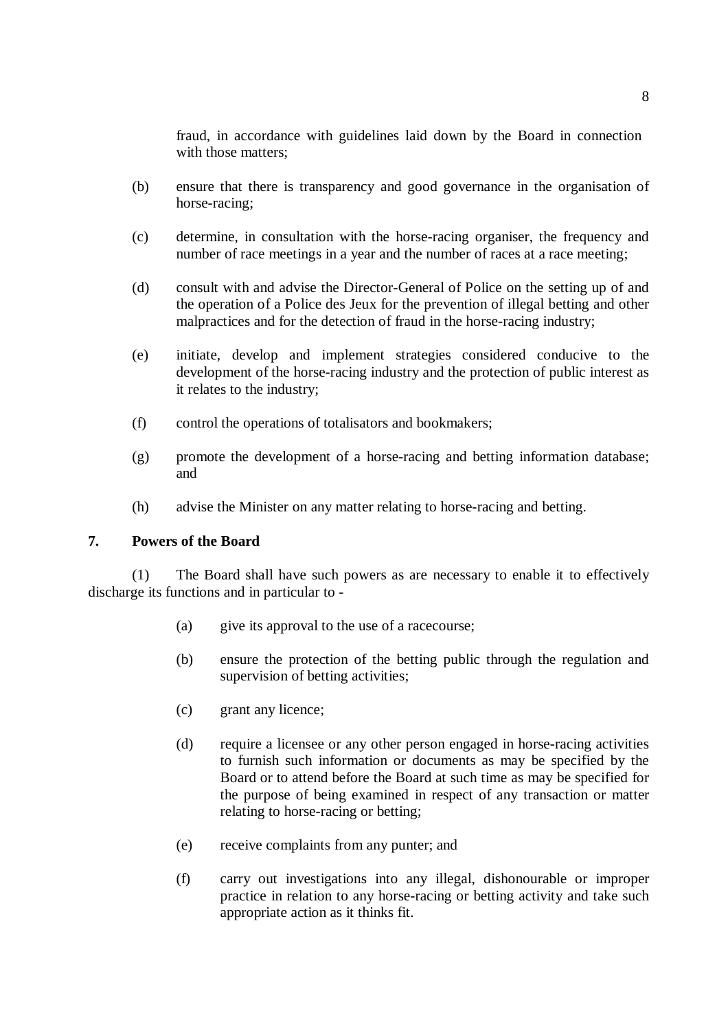fraud, in accordance with guidelines laid down by the Board in connection with those matters;

(b) ensure that there is transparency and good governance in the organisation of horse-racing;

(c) determine, in consultation with the horse-racing organiser, the frequency and number of race meetings in a year and the number of races at a race meeting;

(d) consult with and advise the Director-General of Police on the setting up of and the operation of a Police des Jeux for the prevention of illegal betting and other malpractices and for the detection of fraud in the horse-racing industry;

(e) initiate, develop and implement strategies considered conducive to the development of the horse-racing industry and the protection of public interest as it relates to the industry;

(f) control the operations of totalisators and bookmakers;

(g) promote the development of a horse-racing and betting information database; and

(h) advise the Minister on any matter relating to horse-racing and betting.

## 7. Powers of the Board

(1) The Board shall have such powers as are necessary to enable it to effectively discharge its functions and in particular to -

(a) give its approval to the use of a racecourse;

(b) ensure the protection of the betting public through the regulation and supervision of betting activities;

(c) grant any licence;

(d) require a licensee or any other person engaged in horse-racing activities to furnish such information or documents as may be specified by the Board or to attend before the Board at such time as may be specified for the purpose of being examined in respect of any transaction or matter relating to horse-racing or betting;

(e) receive complaints from any punter; and

(f) carry out investigations into any illegal, dishonourable or improper practice in relation to any horse-racing or betting activity and take such appropriate action as it thinks fit.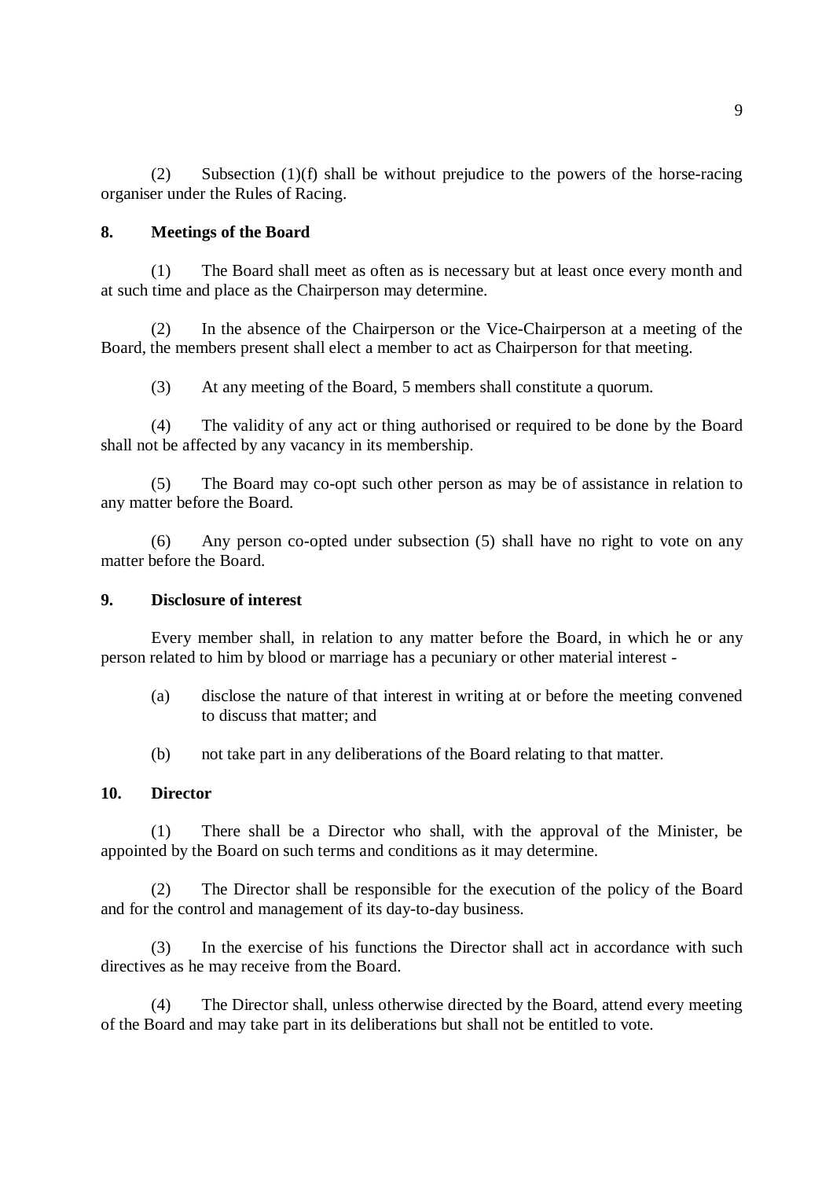(2) Subsection (1)(f) shall be without prejudice to the powers of the horse-racing organiser under the Rules of Racing.

## 8. Meetings of the Board

(1) The Board shall meet as often as is necessary but at least once every month and at such time and place as the Chairperson may determine.

(2) In the absence of the Chairperson or the Vice-Chairperson at a meeting of the Board, the members present shall elect a member to act as Chairperson for that meeting.

(3) At any meeting of the Board, 5 members shall constitute a quorum.

(4) The validity of any act or thing authorised or required to be done by the Board shall not be affected by any vacancy in its membership.

(5) The Board may co-opt such other person as may be of assistance in relation to any matter before the Board.

(6) Any person co-opted under subsection (5) shall have no right to vote on any matter before the Board.

## 9. Disclosure of interest

Every member shall, in relation to any matter before the Board, in which he or any person related to him by blood or marriage has a pecuniary or other material interest -

(a) disclose the nature of that interest in writing at or before the meeting convened to discuss that matter; and

(b) not take part in any deliberations of the Board relating to that matter.

## 10. Director

(1) There shall be a Director who shall, with the approval of the Minister, be appointed by the Board on such terms and conditions as it may determine.

(2) The Director shall be responsible for the execution of the policy of the Board and for the control and management of its day-to-day business.

(3) In the exercise of his functions the Director shall act in accordance with such directives as he may receive from the Board.

(4) The Director shall, unless otherwise directed by the Board, attend every meeting of the Board and may take part in its deliberations but shall not be entitled to vote.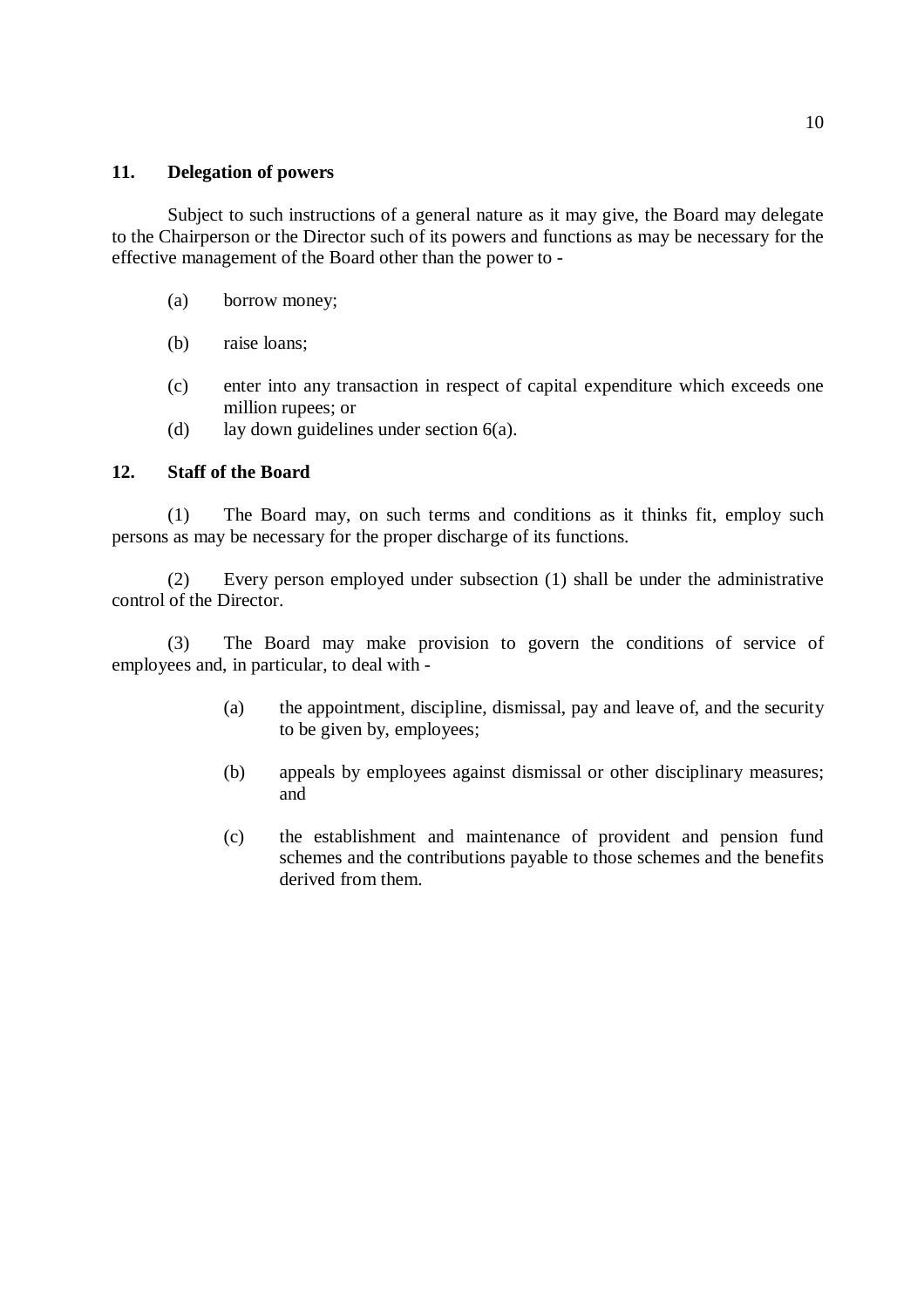## 11. Delegation of powers

Subject to such instructions of a general nature as it may give, the Board may delegate to the Chairperson or the Director such of its powers and functions as may be necessary for the effective management of the Board other than the power to -

(a) borrow money;

(b) raise loans;

(c) enter into any transaction in respect of capital expenditure which exceeds one million rupees; or

(d) lay down guidelines under section 6(a).

## 12. Staff of the Board

(1) The Board may, on such terms and conditions as it thinks fit, employ such persons as may be necessary for the proper discharge of its functions.

(2) Every person employed under subsection (1) shall be under the administrative control of the Director.

(3) The Board may make provision to govern the conditions of service of employees and, in particular, to deal with -

(a) the appointment, discipline, dismissal, pay and leave of, and the security to be given by, employees;

(b) appeals by employees against dismissal or other disciplinary measures; and

(c) the establishment and maintenance of provident and pension fund schemes and the contributions payable to those schemes and the benefits derived from them.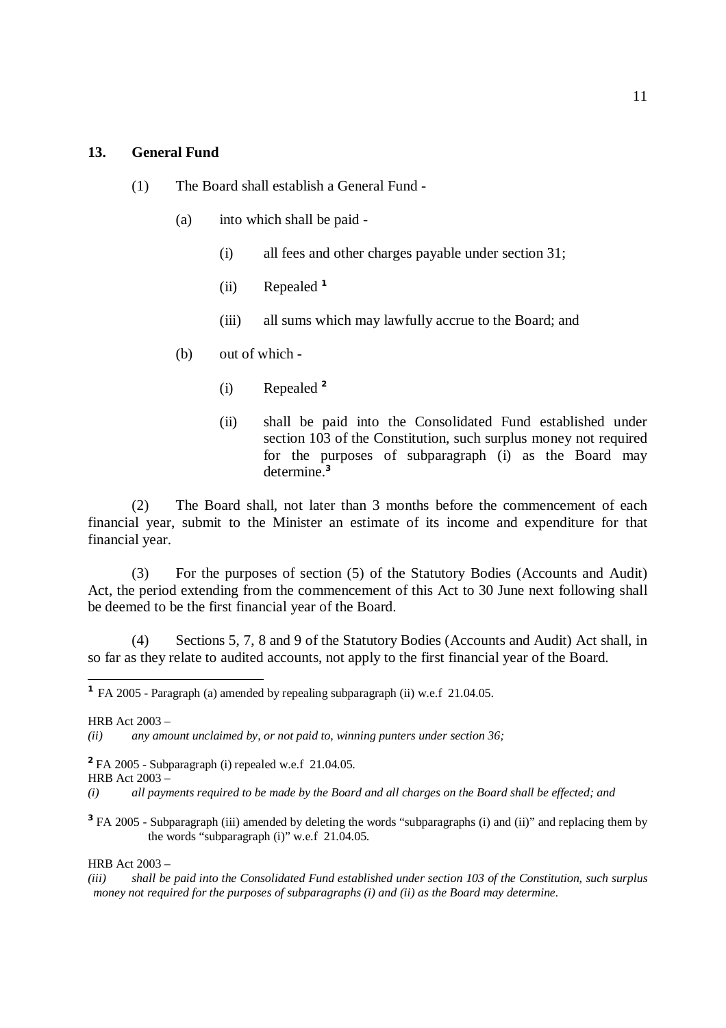**13. General Fund**

(1) The Board shall establish a General Fund -

(a) into which shall be paid -

(i) all fees and other charges payable under section 31;

(ii) Repealed [1]

(iii) all sums which may lawfully accrue to the Board; and

(b) out of which -

(i) Repealed [2]

(ii) shall be paid into the Consolidated Fund established under section 103 of the Constitution, such surplus money not required for the purposes of subparagraph (i) as the Board may determine.[3]

(2) The Board shall, not later than 3 months before the commencement of each financial year, submit to the Minister an estimate of its income and expenditure for that financial year.

(3) For the purposes of section (5) of the Statutory Bodies (Accounts and Audit) Act, the period extending from the commencement of this Act to 30 June next following shall be deemed to be the first financial year of the Board.

(4) Sections 5, 7, 8 and 9 of the Statutory Bodies (Accounts and Audit) Act shall, in so far as they relate to audited accounts, not apply to the first financial year of the Board.

---

[1] FA 2005 - Paragraph (a) amended by repealing subparagraph (ii) w.e.f 21.04.05.

HRB Act 2003 –

*(ii) any amount unclaimed by, or not paid to, winning punters under section 36;*

[2] FA 2005 - Subparagraph (i) repealed w.e.f 21.04.05.

HRB Act 2003 –

*(i) all payments required to be made by the Board and all charges on the Board shall be effected; and*

[3] FA 2005 - Subparagraph (iii) amended by deleting the words "subparagraphs (i) and (ii)" and replacing them by the words "subparagraph (i)" w.e.f 21.04.05.

HRB Act 2003 –

*(iii) shall be paid into the Consolidated Fund established under section 103 of the Constitution, such surplus money not required for the purposes of subparagraphs (i) and (ii) as the Board may determine.*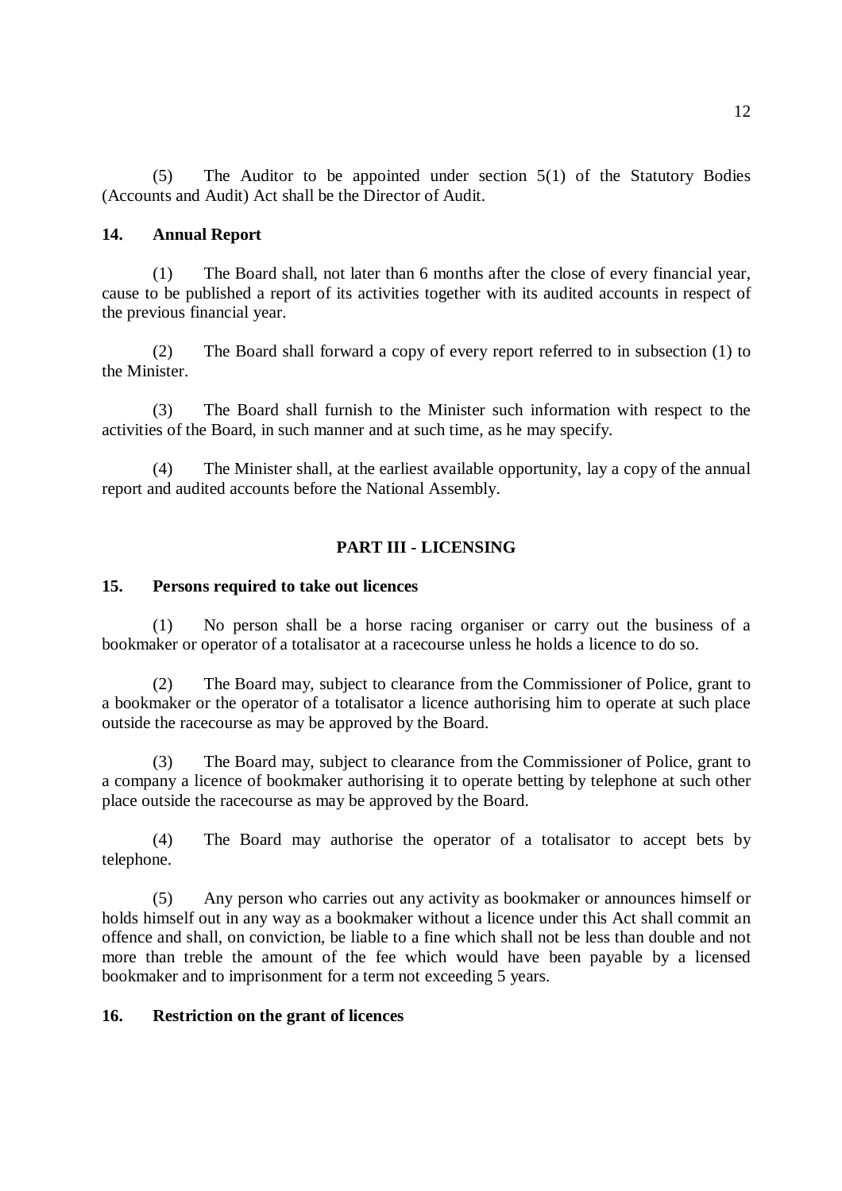(5) The Auditor to be appointed under section 5(1) of the Statutory Bodies (Accounts and Audit) Act shall be the Director of Audit.

**14. Annual Report**

(1) The Board shall, not later than 6 months after the close of every financial year, cause to be published a report of its activities together with its audited accounts in respect of the previous financial year.

(2) The Board shall forward a copy of every report referred to in subsection (1) to the Minister.

(3) The Board shall furnish to the Minister such information with respect to the activities of the Board, in such manner and at such time, as he may specify.

(4) The Minister shall, at the earliest available opportunity, lay a copy of the annual report and audited accounts before the National Assembly.

## PART III - LICENSING

**15. Persons required to take out licences**

(1) No person shall be a horse racing organiser or carry out the business of a bookmaker or operator of a totalisator at a racecourse unless he holds a licence to do so.

(2) The Board may, subject to clearance from the Commissioner of Police, grant to a bookmaker or the operator of a totalisator a licence authorising him to operate at such place outside the racecourse as may be approved by the Board.

(3) The Board may, subject to clearance from the Commissioner of Police, grant to a company a licence of bookmaker authorising it to operate betting by telephone at such other place outside the racecourse as may be approved by the Board.

(4) The Board may authorise the operator of a totalisator to accept bets by telephone.

(5) Any person who carries out any activity as bookmaker or announces himself or holds himself out in any way as a bookmaker without a licence under this Act shall commit an offence and shall, on conviction, be liable to a fine which shall not be less than double and not more than treble the amount of the fee which would have been payable by a licensed bookmaker and to imprisonment for a term not exceeding 5 years.

**16. Restriction on the grant of licences**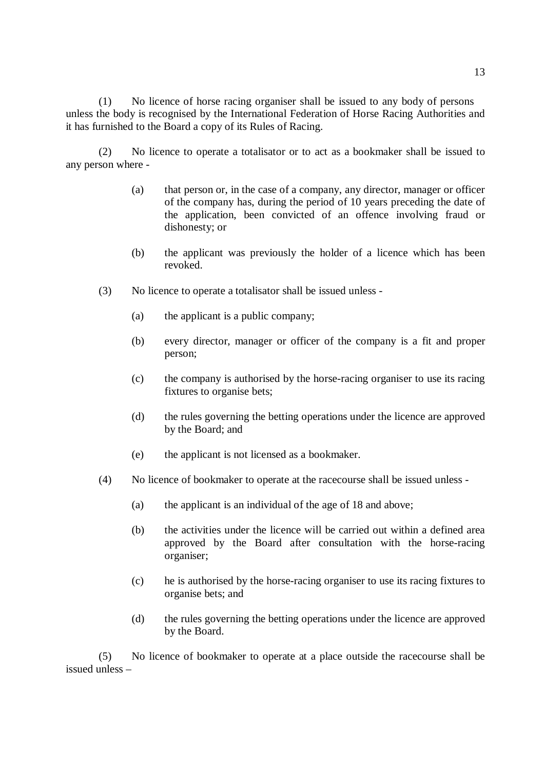(1) No licence of horse racing organiser shall be issued to any body of persons unless the body is recognised by the International Federation of Horse Racing Authorities and it has furnished to the Board a copy of its Rules of Racing.

(2) No licence to operate a totalisator or to act as a bookmaker shall be issued to any person where -

(a) that person or, in the case of a company, any director, manager or officer of the company has, during the period of 10 years preceding the date of the application, been convicted of an offence involving fraud or dishonesty; or

(b) the applicant was previously the holder of a licence which has been revoked.

(3) No licence to operate a totalisator shall be issued unless -

(a) the applicant is a public company;

(b) every director, manager or officer of the company is a fit and proper person;

(c) the company is authorised by the horse-racing organiser to use its racing fixtures to organise bets;

(d) the rules governing the betting operations under the licence are approved by the Board; and

(e) the applicant is not licensed as a bookmaker.

(4) No licence of bookmaker to operate at the racecourse shall be issued unless -

(a) the applicant is an individual of the age of 18 and above;

(b) the activities under the licence will be carried out within a defined area approved by the Board after consultation with the horse-racing organiser;

(c) he is authorised by the horse-racing organiser to use its racing fixtures to organise bets; and

(d) the rules governing the betting operations under the licence are approved by the Board.

(5) No licence of bookmaker to operate at a place outside the racecourse shall be issued unless –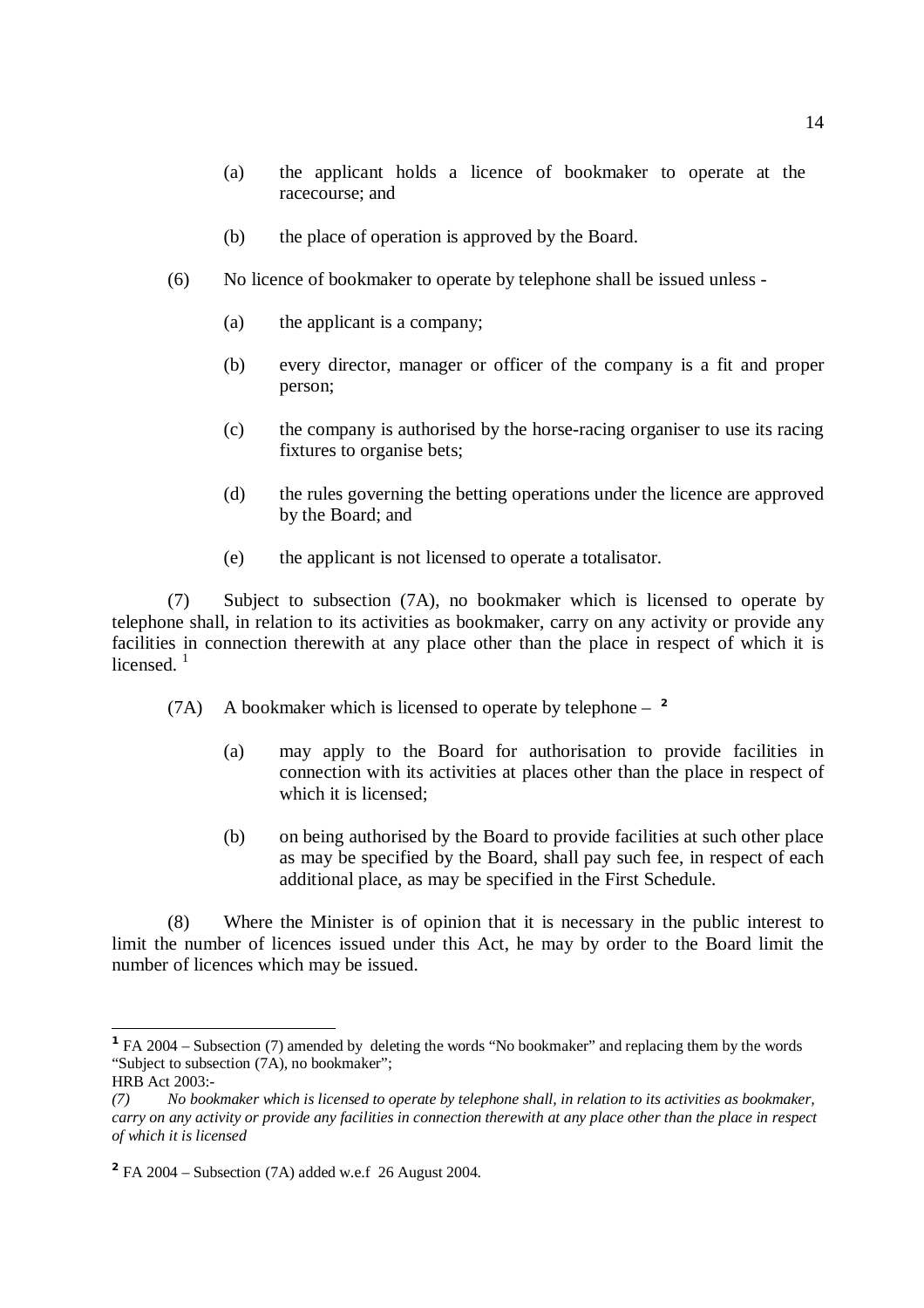(a) the applicant holds a licence of bookmaker to operate at the racecourse; and

(b) the place of operation is approved by the Board.

(6) No licence of bookmaker to operate by telephone shall be issued unless -

(a) the applicant is a company;

(b) every director, manager or officer of the company is a fit and proper person;

(c) the company is authorised by the horse-racing organiser to use its racing fixtures to organise bets;

(d) the rules governing the betting operations under the licence are approved by the Board; and

(e) the applicant is not licensed to operate a totalisator.

(7) Subject to subsection (7A), no bookmaker which is licensed to operate by telephone shall, in relation to its activities as bookmaker, carry on any activity or provide any facilities in connection therewith at any place other than the place in respect of which it is licensed. [1]

(7A) A bookmaker which is licensed to operate by telephone – [2]

(a) may apply to the Board for authorisation to provide facilities in connection with its activities at places other than the place in respect of which it is licensed;

(b) on being authorised by the Board to provide facilities at such other place as may be specified by the Board, shall pay such fee, in respect of each additional place, as may be specified in the First Schedule.

(8) Where the Minister is of opinion that it is necessary in the public interest to limit the number of licences issued under this Act, he may by order to the Board limit the number of licences which may be issued.

---

[1] FA 2004 – Subsection (7) amended by deleting the words "No bookmaker" and replacing them by the words "Subject to subsection (7A), no bookmaker";
HRB Act 2003:-
*(7) No bookmaker which is licensed to operate by telephone shall, in relation to its activities as bookmaker, carry on any activity or provide any facilities in connection therewith at any place other than the place in respect of which it is licensed*

[2] FA 2004 – Subsection (7A) added w.e.f 26 August 2004.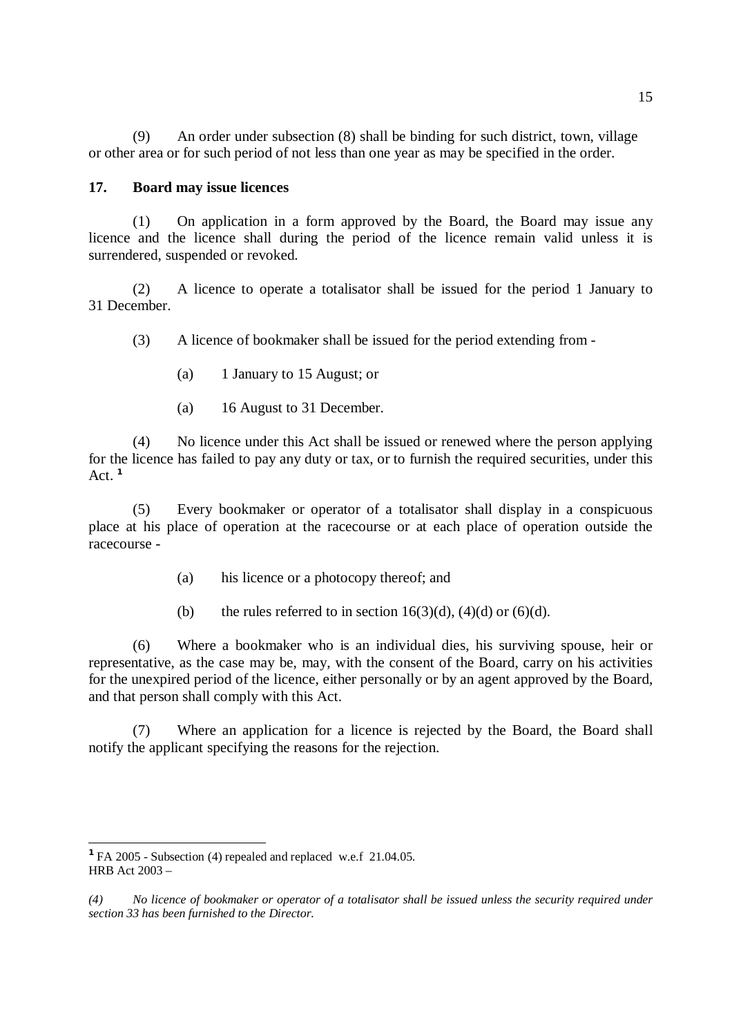(9) An order under subsection (8) shall be binding for such district, town, village or other area or for such period of not less than one year as may be specified in the order.

## 17. Board may issue licences

(1) On application in a form approved by the Board, the Board may issue any licence and the licence shall during the period of the licence remain valid unless it is surrendered, suspended or revoked.

(2) A licence to operate a totalisator shall be issued for the period 1 January to 31 December.

(3) A licence of bookmaker shall be issued for the period extending from -

(a) 1 January to 15 August; or

(a) 16 August to 31 December.

(4) No licence under this Act shall be issued or renewed where the person applying for the licence has failed to pay any duty or tax, or to furnish the required securities, under this Act. [1]

(5) Every bookmaker or operator of a totalisator shall display in a conspicuous place at his place of operation at the racecourse or at each place of operation outside the racecourse -

(a) his licence or a photocopy thereof; and

(b) the rules referred to in section 16(3)(d), (4)(d) or (6)(d).

(6) Where a bookmaker who is an individual dies, his surviving spouse, heir or representative, as the case may be, may, with the consent of the Board, carry on his activities for the unexpired period of the licence, either personally or by an agent approved by the Board, and that person shall comply with this Act.

(7) Where an application for a licence is rejected by the Board, the Board shall notify the applicant specifying the reasons for the rejection.

---

[1] FA 2005 - Subsection (4) repealed and replaced w.e.f 21.04.05.
HRB Act 2003 –

*(4) No licence of bookmaker or operator of a totalisator shall be issued unless the security required under section 33 has been furnished to the Director.*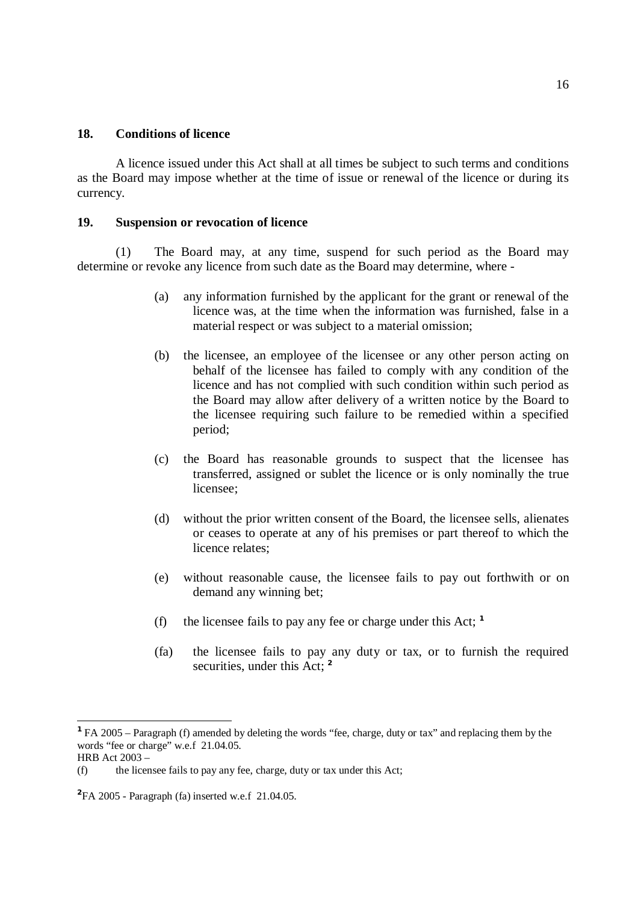## 18. Conditions of licence

A licence issued under this Act shall at all times be subject to such terms and conditions as the Board may impose whether at the time of issue or renewal of the licence or during its currency.

## 19. Suspension or revocation of licence

(1) The Board may, at any time, suspend for such period as the Board may determine or revoke any licence from such date as the Board may determine, where -

(a) any information furnished by the applicant for the grant or renewal of the licence was, at the time when the information was furnished, false in a material respect or was subject to a material omission;

(b) the licensee, an employee of the licensee or any other person acting on behalf of the licensee has failed to comply with any condition of the licence and has not complied with such condition within such period as the Board may allow after delivery of a written notice by the Board to the licensee requiring such failure to be remedied within a specified period;

(c) the Board has reasonable grounds to suspect that the licensee has transferred, assigned or sublet the licence or is only nominally the true licensee;

(d) without the prior written consent of the Board, the licensee sells, alienates or ceases to operate at any of his premises or part thereof to which the licence relates;

(e) without reasonable cause, the licensee fails to pay out forthwith or on demand any winning bet;

(f) the licensee fails to pay any fee or charge under this Act; [1]

(fa) the licensee fails to pay any duty or tax, or to furnish the required securities, under this Act; [2]

---

[1] FA 2005 – Paragraph (f) amended by deleting the words "fee, charge, duty or tax" and replacing them by the words "fee or charge" w.e.f 21.04.05.
HRB Act 2003 –
(f) the licensee fails to pay any fee, charge, duty or tax under this Act;

[2] FA 2005 - Paragraph (fa) inserted w.e.f 21.04.05.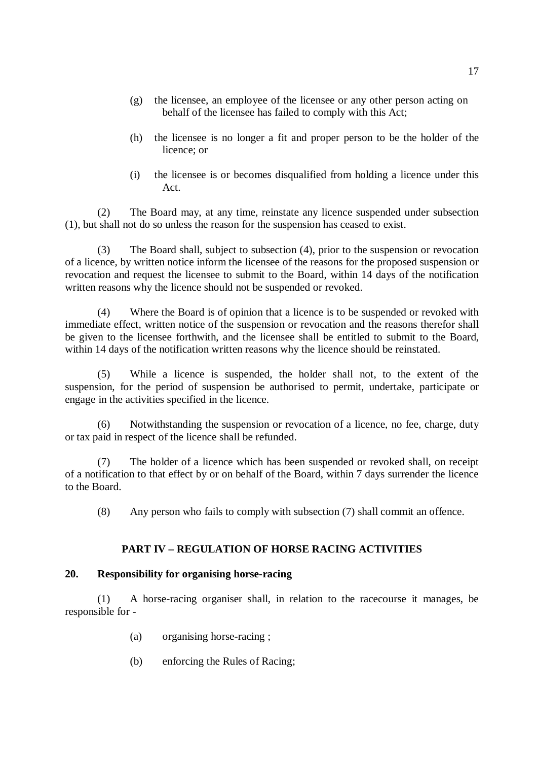(g) the licensee, an employee of the licensee or any other person acting on behalf of the licensee has failed to comply with this Act;

(h) the licensee is no longer a fit and proper person to be the holder of the licence; or

(i) the licensee is or becomes disqualified from holding a licence under this Act.

(2) The Board may, at any time, reinstate any licence suspended under subsection (1), but shall not do so unless the reason for the suspension has ceased to exist.

(3) The Board shall, subject to subsection (4), prior to the suspension or revocation of a licence, by written notice inform the licensee of the reasons for the proposed suspension or revocation and request the licensee to submit to the Board, within 14 days of the notification written reasons why the licence should not be suspended or revoked.

(4) Where the Board is of opinion that a licence is to be suspended or revoked with immediate effect, written notice of the suspension or revocation and the reasons therefor shall be given to the licensee forthwith, and the licensee shall be entitled to submit to the Board, within 14 days of the notification written reasons why the licence should be reinstated.

(5) While a licence is suspended, the holder shall not, to the extent of the suspension, for the period of suspension be authorised to permit, undertake, participate or engage in the activities specified in the licence.

(6) Notwithstanding the suspension or revocation of a licence, no fee, charge, duty or tax paid in respect of the licence shall be refunded.

(7) The holder of a licence which has been suspended or revoked shall, on receipt of a notification to that effect by or on behalf of the Board, within 7 days surrender the licence to the Board.

(8) Any person who fails to comply with subsection (7) shall commit an offence.

## PART IV – REGULATION OF HORSE RACING ACTIVITIES

### 20. Responsibility for organising horse-racing

(1) A horse-racing organiser shall, in relation to the racecourse it manages, be responsible for -

(a) organising horse-racing ;

(b) enforcing the Rules of Racing;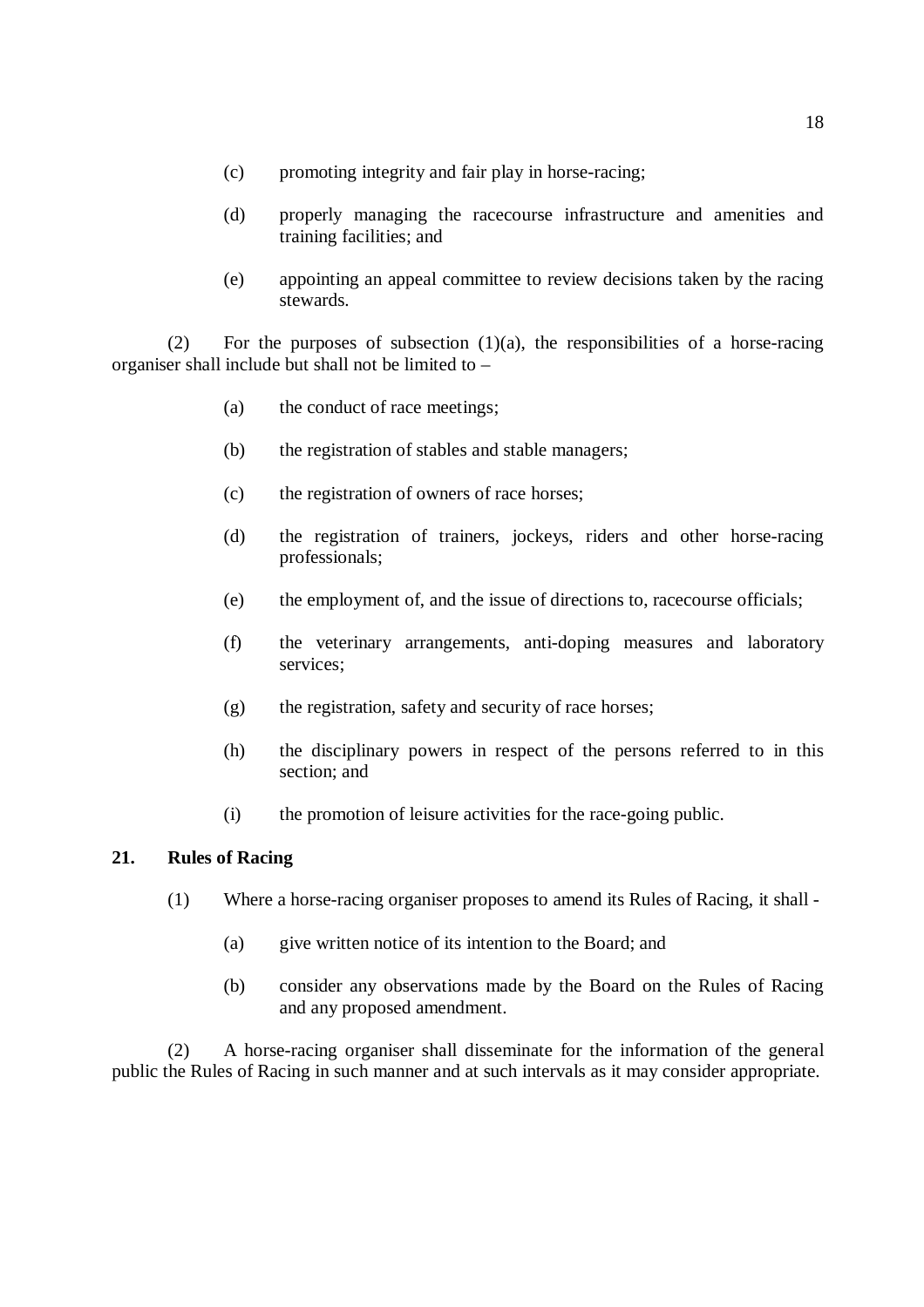(c) promoting integrity and fair play in horse-racing;

(d) properly managing the racecourse infrastructure and amenities and training facilities; and

(e) appointing an appeal committee to review decisions taken by the racing stewards.

(2) For the purposes of subsection (1)(a), the responsibilities of a horse-racing organiser shall include but shall not be limited to –

(a) the conduct of race meetings;

(b) the registration of stables and stable managers;

(c) the registration of owners of race horses;

(d) the registration of trainers, jockeys, riders and other horse-racing professionals;

(e) the employment of, and the issue of directions to, racecourse officials;

(f) the veterinary arrangements, anti-doping measures and laboratory services;

(g) the registration, safety and security of race horses;

(h) the disciplinary powers in respect of the persons referred to in this section; and

(i) the promotion of leisure activities for the race-going public.

**21. Rules of Racing**

(1) Where a horse-racing organiser proposes to amend its Rules of Racing, it shall -

(a) give written notice of its intention to the Board; and

(b) consider any observations made by the Board on the Rules of Racing and any proposed amendment.

(2) A horse-racing organiser shall disseminate for the information of the general public the Rules of Racing in such manner and at such intervals as it may consider appropriate.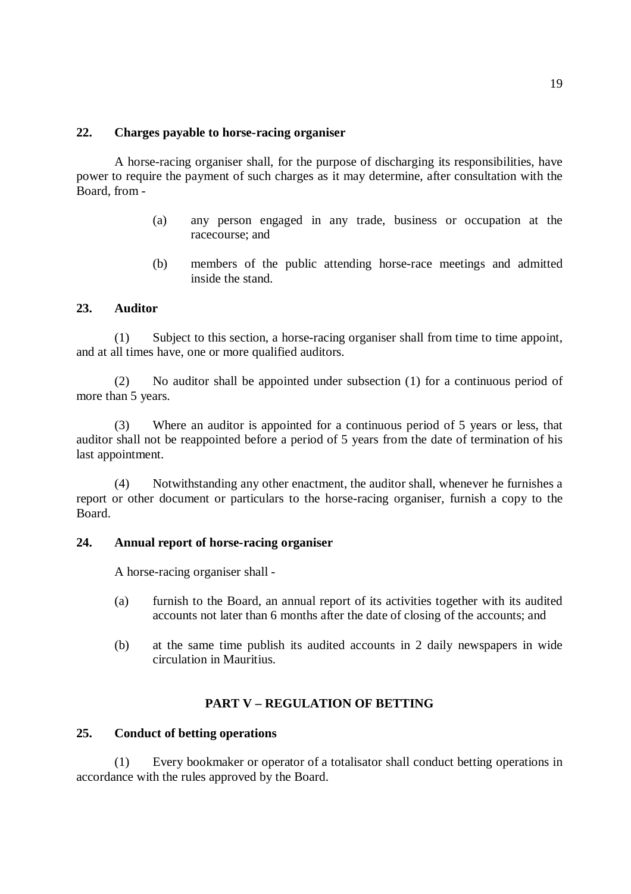**22. Charges payable to horse-racing organiser**

A horse-racing organiser shall, for the purpose of discharging its responsibilities, have power to require the payment of such charges as it may determine, after consultation with the Board, from -

(a) any person engaged in any trade, business or occupation at the racecourse; and

(b) members of the public attending horse-race meetings and admitted inside the stand.

**23. Auditor**

(1) Subject to this section, a horse-racing organiser shall from time to time appoint, and at all times have, one or more qualified auditors.

(2) No auditor shall be appointed under subsection (1) for a continuous period of more than 5 years.

(3) Where an auditor is appointed for a continuous period of 5 years or less, that auditor shall not be reappointed before a period of 5 years from the date of termination of his last appointment.

(4) Notwithstanding any other enactment, the auditor shall, whenever he furnishes a report or other document or particulars to the horse-racing organiser, furnish a copy to the Board.

**24. Annual report of horse-racing organiser**

A horse-racing organiser shall -

(a) furnish to the Board, an annual report of its activities together with its audited accounts not later than 6 months after the date of closing of the accounts; and

(b) at the same time publish its audited accounts in 2 daily newspapers in wide circulation in Mauritius.

## PART V – REGULATION OF BETTING

**25. Conduct of betting operations**

(1) Every bookmaker or operator of a totalisator shall conduct betting operations in accordance with the rules approved by the Board.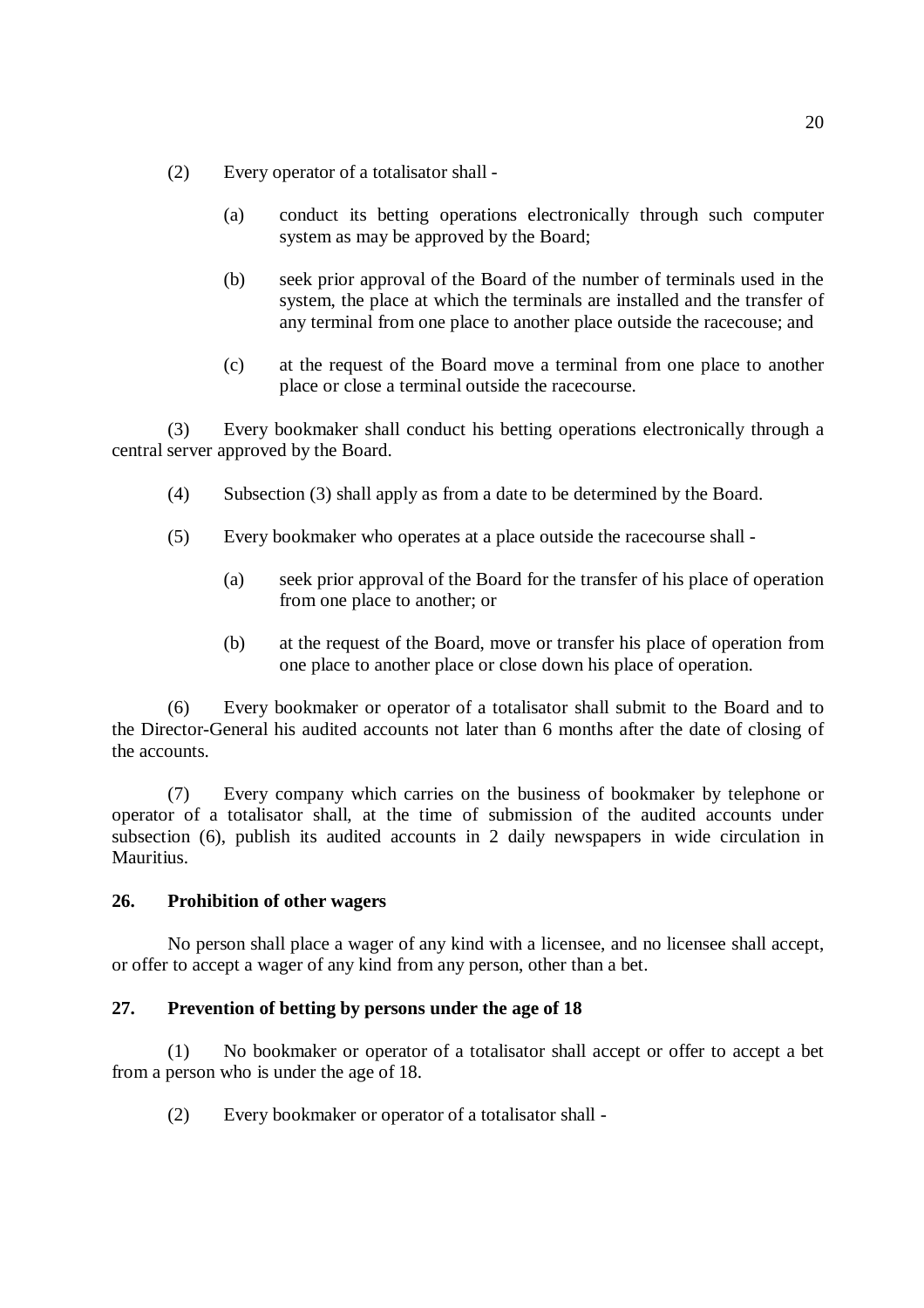(2) Every operator of a totalisator shall -

(a) conduct its betting operations electronically through such computer system as may be approved by the Board;

(b) seek prior approval of the Board of the number of terminals used in the system, the place at which the terminals are installed and the transfer of any terminal from one place to another place outside the racecouse; and

(c) at the request of the Board move a terminal from one place to another place or close a terminal outside the racecourse.

(3) Every bookmaker shall conduct his betting operations electronically through a central server approved by the Board.

(4) Subsection (3) shall apply as from a date to be determined by the Board.

(5) Every bookmaker who operates at a place outside the racecourse shall -

(a) seek prior approval of the Board for the transfer of his place of operation from one place to another; or

(b) at the request of the Board, move or transfer his place of operation from one place to another place or close down his place of operation.

(6) Every bookmaker or operator of a totalisator shall submit to the Board and to the Director-General his audited accounts not later than 6 months after the date of closing of the accounts.

(7) Every company which carries on the business of bookmaker by telephone or operator of a totalisator shall, at the time of submission of the audited accounts under subsection (6), publish its audited accounts in 2 daily newspapers in wide circulation in Mauritius.

**26. Prohibition of other wagers**

No person shall place a wager of any kind with a licensee, and no licensee shall accept, or offer to accept a wager of any kind from any person, other than a bet.

**27. Prevention of betting by persons under the age of 18**

(1) No bookmaker or operator of a totalisator shall accept or offer to accept a bet from a person who is under the age of 18.

(2) Every bookmaker or operator of a totalisator shall -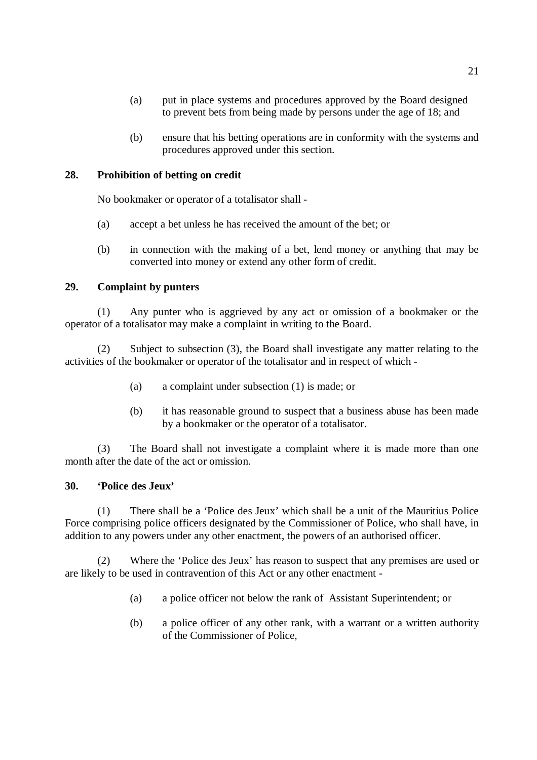(a) put in place systems and procedures approved by the Board designed to prevent bets from being made by persons under the age of 18; and

(b) ensure that his betting operations are in conformity with the systems and procedures approved under this section.

**28. Prohibition of betting on credit**

No bookmaker or operator of a totalisator shall -

(a) accept a bet unless he has received the amount of the bet; or

(b) in connection with the making of a bet, lend money or anything that may be converted into money or extend any other form of credit.

**29. Complaint by punters**

(1) Any punter who is aggrieved by any act or omission of a bookmaker or the operator of a totalisator may make a complaint in writing to the Board.

(2) Subject to subsection (3), the Board shall investigate any matter relating to the activities of the bookmaker or operator of the totalisator and in respect of which -

(a) a complaint under subsection (1) is made; or

(b) it has reasonable ground to suspect that a business abuse has been made by a bookmaker or the operator of a totalisator.

(3) The Board shall not investigate a complaint where it is made more than one month after the date of the act or omission.

**30. 'Police des Jeux'**

(1) There shall be a 'Police des Jeux' which shall be a unit of the Mauritius Police Force comprising police officers designated by the Commissioner of Police, who shall have, in addition to any powers under any other enactment, the powers of an authorised officer.

(2) Where the 'Police des Jeux' has reason to suspect that any premises are used or are likely to be used in contravention of this Act or any other enactment -

(a) a police officer not below the rank of Assistant Superintendent; or

(b) a police officer of any other rank, with a warrant or a written authority of the Commissioner of Police,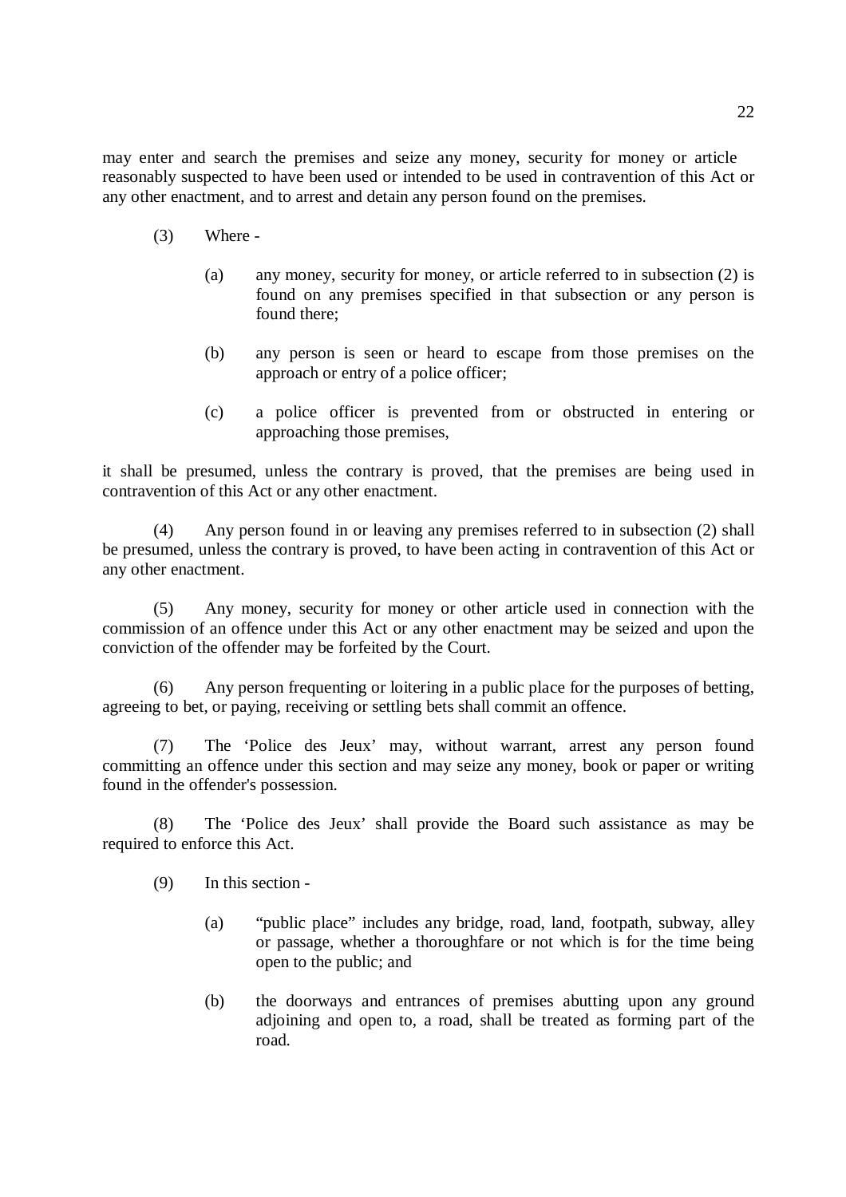may enter and search the premises and seize any money, security for money or article reasonably suspected to have been used or intended to be used in contravention of this Act or any other enactment, and to arrest and detain any person found on the premises.

(3) Where -

(a) any money, security for money, or article referred to in subsection (2) is found on any premises specified in that subsection or any person is found there;

(b) any person is seen or heard to escape from those premises on the approach or entry of a police officer;

(c) a police officer is prevented from or obstructed in entering or approaching those premises,

it shall be presumed, unless the contrary is proved, that the premises are being used in contravention of this Act or any other enactment.

(4) Any person found in or leaving any premises referred to in subsection (2) shall be presumed, unless the contrary is proved, to have been acting in contravention of this Act or any other enactment.

(5) Any money, security for money or other article used in connection with the commission of an offence under this Act or any other enactment may be seized and upon the conviction of the offender may be forfeited by the Court.

(6) Any person frequenting or loitering in a public place for the purposes of betting, agreeing to bet, or paying, receiving or settling bets shall commit an offence.

(7) The 'Police des Jeux' may, without warrant, arrest any person found committing an offence under this section and may seize any money, book or paper or writing found in the offender's possession.

(8) The 'Police des Jeux' shall provide the Board such assistance as may be required to enforce this Act.

(9) In this section -

(a) "public place" includes any bridge, road, land, footpath, subway, alley or passage, whether a thoroughfare or not which is for the time being open to the public; and

(b) the doorways and entrances of premises abutting upon any ground adjoining and open to, a road, shall be treated as forming part of the road.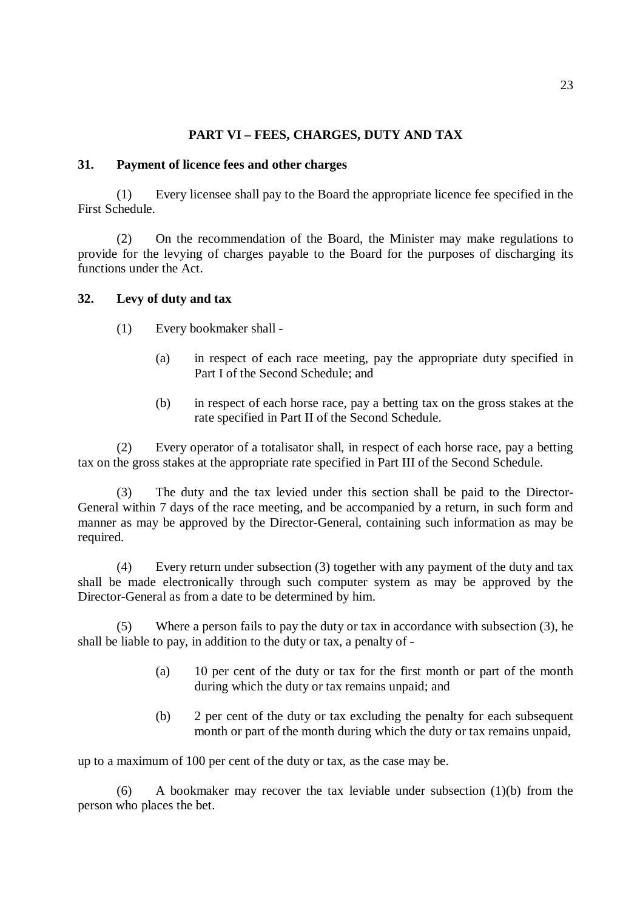## PART VI – FEES, CHARGES, DUTY AND TAX

### 31. Payment of licence fees and other charges

(1) Every licensee shall pay to the Board the appropriate licence fee specified in the First Schedule.

(2) On the recommendation of the Board, the Minister may make regulations to provide for the levying of charges payable to the Board for the purposes of discharging its functions under the Act.

### 32. Levy of duty and tax

(1) Every bookmaker shall -

(a) in respect of each race meeting, pay the appropriate duty specified in Part I of the Second Schedule; and

(b) in respect of each horse race, pay a betting tax on the gross stakes at the rate specified in Part II of the Second Schedule.

(2) Every operator of a totalisator shall, in respect of each horse race, pay a betting tax on the gross stakes at the appropriate rate specified in Part III of the Second Schedule.

(3) The duty and the tax levied under this section shall be paid to the Director-General within 7 days of the race meeting, and be accompanied by a return, in such form and manner as may be approved by the Director-General, containing such information as may be required.

(4) Every return under subsection (3) together with any payment of the duty and tax shall be made electronically through such computer system as may be approved by the Director-General as from a date to be determined by him.

(5) Where a person fails to pay the duty or tax in accordance with subsection (3), he shall be liable to pay, in addition to the duty or tax, a penalty of -

(a) 10 per cent of the duty or tax for the first month or part of the month during which the duty or tax remains unpaid; and

(b) 2 per cent of the duty or tax excluding the penalty for each subsequent month or part of the month during which the duty or tax remains unpaid,

up to a maximum of 100 per cent of the duty or tax, as the case may be.

(6) A bookmaker may recover the tax leviable under subsection (1)(b) from the person who places the bet.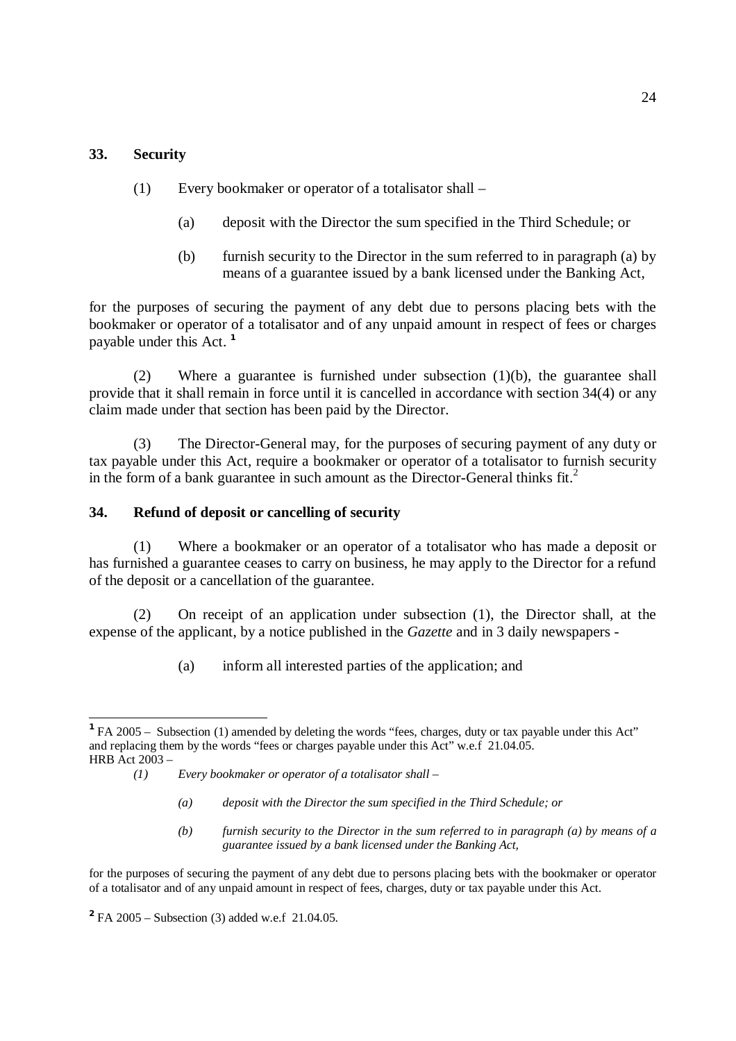### 33. Security

(1) Every bookmaker or operator of a totalisator shall –

(a) deposit with the Director the sum specified in the Third Schedule; or

(b) furnish security to the Director in the sum referred to in paragraph (a) by means of a guarantee issued by a bank licensed under the Banking Act,

for the purposes of securing the payment of any debt due to persons placing bets with the bookmaker or operator of a totalisator and of any unpaid amount in respect of fees or charges payable under this Act. [1]

(2) Where a guarantee is furnished under subsection (1)(b), the guarantee shall provide that it shall remain in force until it is cancelled in accordance with section 34(4) or any claim made under that section has been paid by the Director.

(3) The Director-General may, for the purposes of securing payment of any duty or tax payable under this Act, require a bookmaker or operator of a totalisator to furnish security in the form of a bank guarantee in such amount as the Director-General thinks fit.[2]

### 34. Refund of deposit or cancelling of security

(1) Where a bookmaker or an operator of a totalisator who has made a deposit or has furnished a guarantee ceases to carry on business, he may apply to the Director for a refund of the deposit or a cancellation of the guarantee.

(2) On receipt of an application under subsection (1), the Director shall, at the expense of the applicant, by a notice published in the *Gazette* and in 3 daily newspapers -

(a) inform all interested parties of the application; and

---

[1] FA 2005 – Subsection (1) amended by deleting the words "fees, charges, duty or tax payable under this Act" and replacing them by the words "fees or charges payable under this Act" w.e.f 21.04.05.
HRB Act 2003 –

*(1) Every bookmaker or operator of a totalisator shall –*

*(a) deposit with the Director the sum specified in the Third Schedule; or*

*(b) furnish security to the Director in the sum referred to in paragraph (a) by means of a guarantee issued by a bank licensed under the Banking Act,*

for the purposes of securing the payment of any debt due to persons placing bets with the bookmaker or operator of a totalisator and of any unpaid amount in respect of fees, charges, duty or tax payable under this Act.

[2] FA 2005 – Subsection (3) added w.e.f 21.04.05.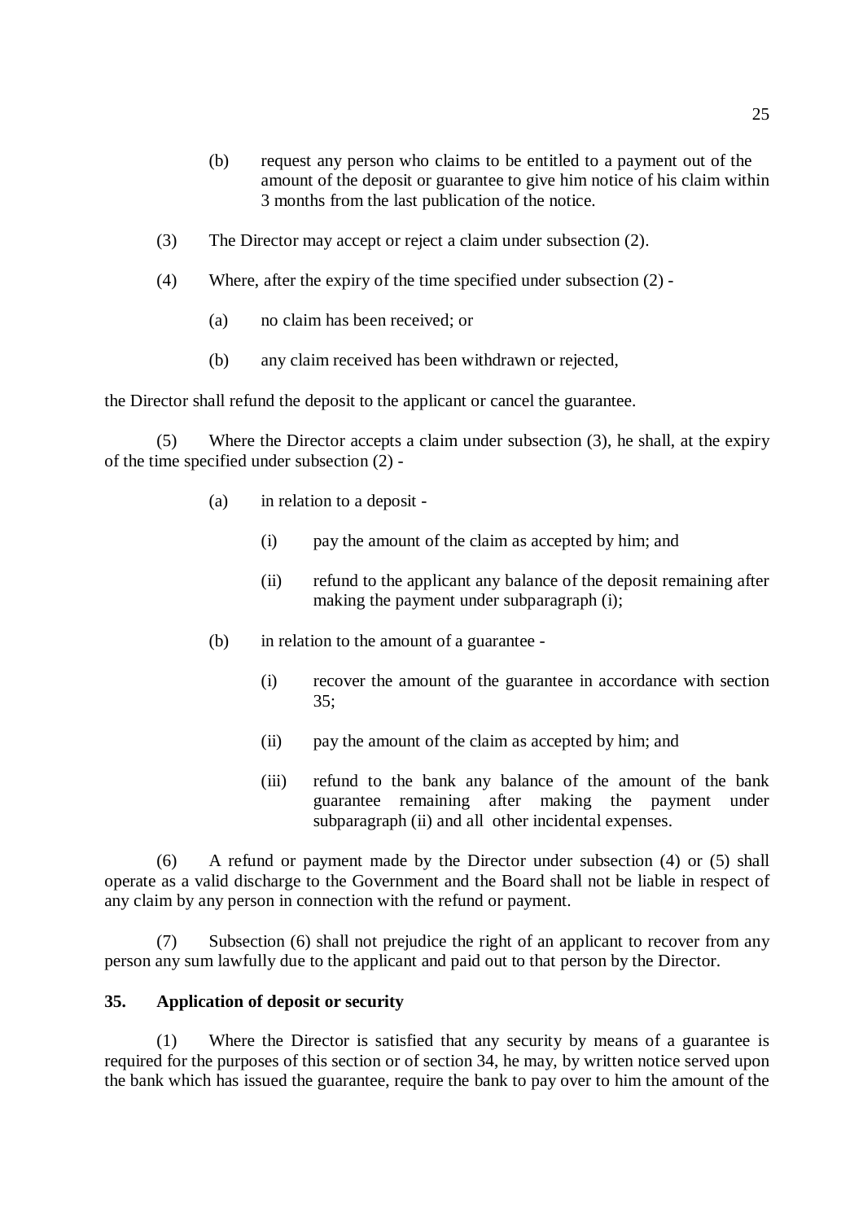(b) request any person who claims to be entitled to a payment out of the amount of the deposit or guarantee to give him notice of his claim within 3 months from the last publication of the notice.

(3) The Director may accept or reject a claim under subsection (2).

(4) Where, after the expiry of the time specified under subsection (2) -

(a) no claim has been received; or

(b) any claim received has been withdrawn or rejected,

the Director shall refund the deposit to the applicant or cancel the guarantee.

(5) Where the Director accepts a claim under subsection (3), he shall, at the expiry of the time specified under subsection (2) -

(a) in relation to a deposit -

(i) pay the amount of the claim as accepted by him; and

(ii) refund to the applicant any balance of the deposit remaining after making the payment under subparagraph (i);

(b) in relation to the amount of a guarantee -

(i) recover the amount of the guarantee in accordance with section 35;

(ii) pay the amount of the claim as accepted by him; and

(iii) refund to the bank any balance of the amount of the bank guarantee remaining after making the payment under subparagraph (ii) and all other incidental expenses.

(6) A refund or payment made by the Director under subsection (4) or (5) shall operate as a valid discharge to the Government and the Board shall not be liable in respect of any claim by any person in connection with the refund or payment.

(7) Subsection (6) shall not prejudice the right of an applicant to recover from any person any sum lawfully due to the applicant and paid out to that person by the Director.

**35. Application of deposit or security**

(1) Where the Director is satisfied that any security by means of a guarantee is required for the purposes of this section or of section 34, he may, by written notice served upon the bank which has issued the guarantee, require the bank to pay over to him the amount of the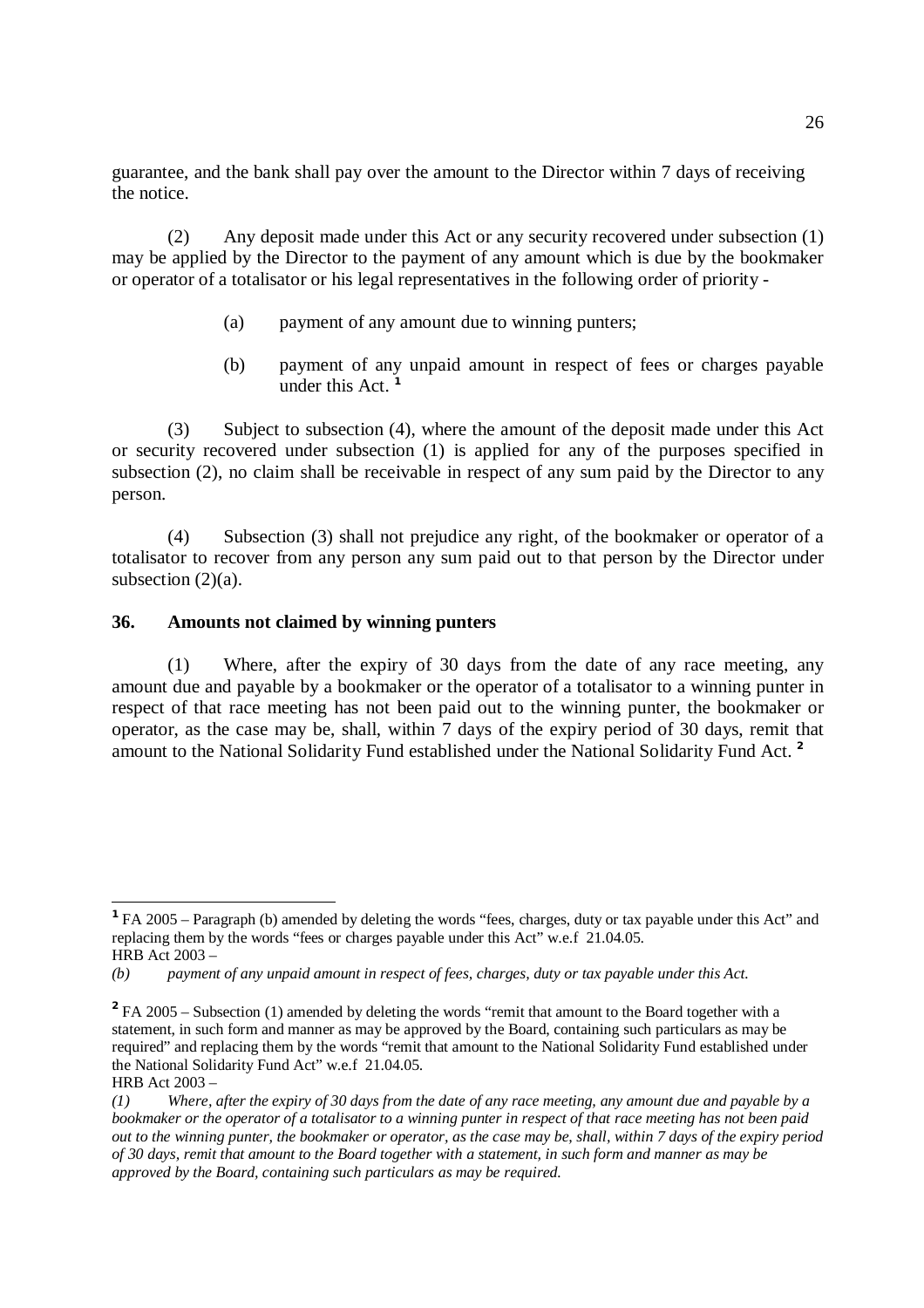guarantee, and the bank shall pay over the amount to the Director within 7 days of receiving the notice.

(2) Any deposit made under this Act or any security recovered under subsection (1) may be applied by the Director to the payment of any amount which is due by the bookmaker or operator of a totalisator or his legal representatives in the following order of priority -

(a) payment of any amount due to winning punters;

(b) payment of any unpaid amount in respect of fees or charges payable under this Act. [1]

(3) Subject to subsection (4), where the amount of the deposit made under this Act or security recovered under subsection (1) is applied for any of the purposes specified in subsection (2), no claim shall be receivable in respect of any sum paid by the Director to any person.

(4) Subsection (3) shall not prejudice any right, of the bookmaker or operator of a totalisator to recover from any person any sum paid out to that person by the Director under subsection (2)(a).

### 36. Amounts not claimed by winning punters

(1) Where, after the expiry of 30 days from the date of any race meeting, any amount due and payable by a bookmaker or the operator of a totalisator to a winning punter in respect of that race meeting has not been paid out to the winning punter, the bookmaker or operator, as the case may be, shall, within 7 days of the expiry period of 30 days, remit that amount to the National Solidarity Fund established under the National Solidarity Fund Act. [2]

---

[1] FA 2005 – Paragraph (b) amended by deleting the words "fees, charges, duty or tax payable under this Act" and replacing them by the words "fees or charges payable under this Act" w.e.f 21.04.05.
HRB Act 2003 –
*(b) payment of any unpaid amount in respect of fees, charges, duty or tax payable under this Act.*

[2] FA 2005 – Subsection (1) amended by deleting the words "remit that amount to the Board together with a statement, in such form and manner as may be approved by the Board, containing such particulars as may be required" and replacing them by the words "remit that amount to the National Solidarity Fund established under the National Solidarity Fund Act" w.e.f 21.04.05.
HRB Act 2003 –
*(1) Where, after the expiry of 30 days from the date of any race meeting, any amount due and payable by a bookmaker or the operator of a totalisator to a winning punter in respect of that race meeting has not been paid out to the winning punter, the bookmaker or operator, as the case may be, shall, within 7 days of the expiry period of 30 days, remit that amount to the Board together with a statement, in such form and manner as may be approved by the Board, containing such particulars as may be required.*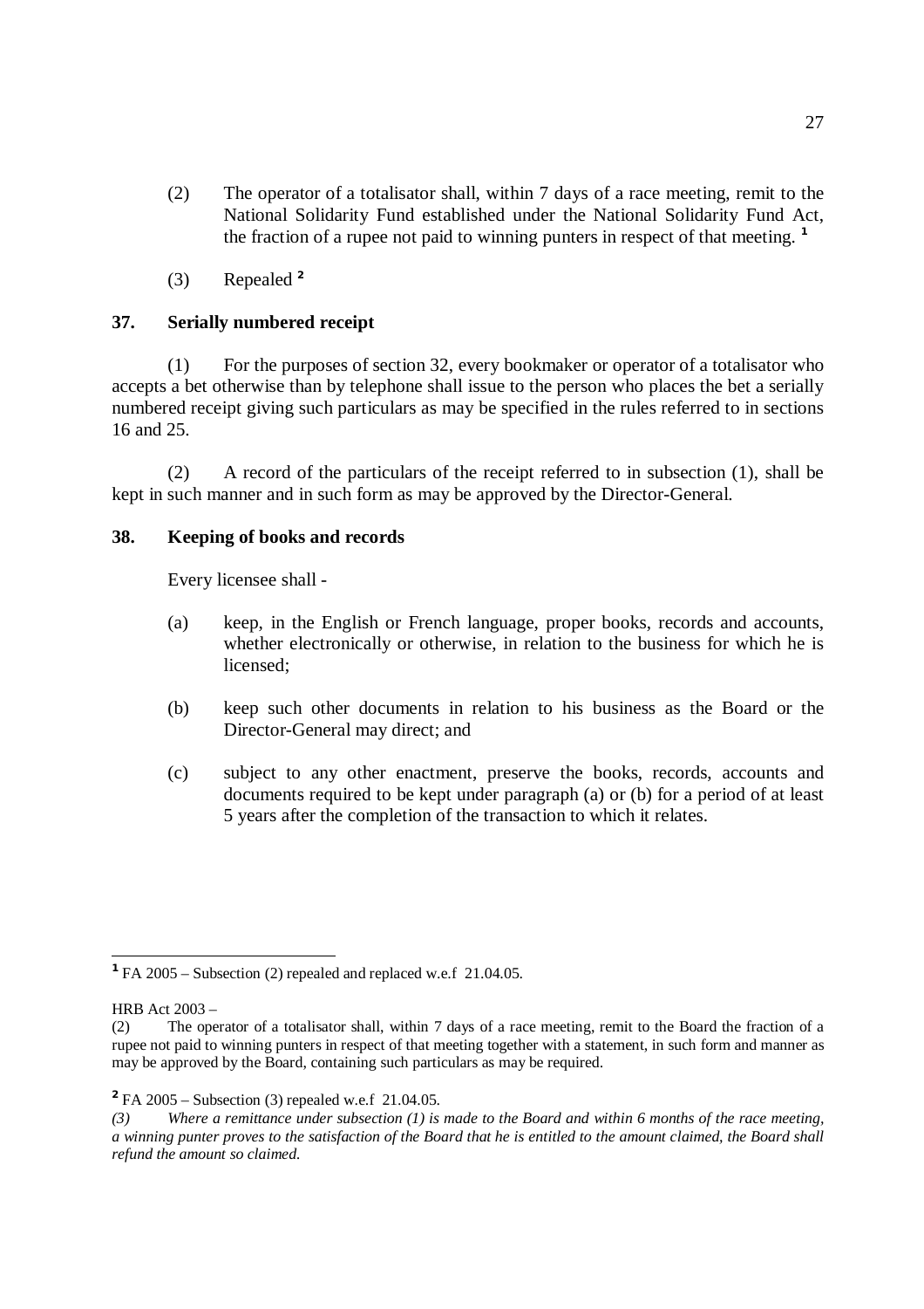(2) The operator of a totalisator shall, within 7 days of a race meeting, remit to the National Solidarity Fund established under the National Solidarity Fund Act, the fraction of a rupee not paid to winning punters in respect of that meeting. [1]

(3) Repealed [2]

**37. Serially numbered receipt**

(1) For the purposes of section 32, every bookmaker or operator of a totalisator who accepts a bet otherwise than by telephone shall issue to the person who places the bet a serially numbered receipt giving such particulars as may be specified in the rules referred to in sections 16 and 25.

(2) A record of the particulars of the receipt referred to in subsection (1), shall be kept in such manner and in such form as may be approved by the Director-General.

**38. Keeping of books and records**

Every licensee shall -

(a) keep, in the English or French language, proper books, records and accounts, whether electronically or otherwise, in relation to the business for which he is licensed;

(b) keep such other documents in relation to his business as the Board or the Director-General may direct; and

(c) subject to any other enactment, preserve the books, records, accounts and documents required to be kept under paragraph (a) or (b) for a period of at least 5 years after the completion of the transaction to which it relates.

---

[1] FA 2005 – Subsection (2) repealed and replaced w.e.f 21.04.05.

HRB Act 2003 –

(2) The operator of a totalisator shall, within 7 days of a race meeting, remit to the Board the fraction of a rupee not paid to winning punters in respect of that meeting together with a statement, in such form and manner as may be approved by the Board, containing such particulars as may be required.

[2] FA 2005 – Subsection (3) repealed w.e.f 21.04.05.

*(3) Where a remittance under subsection (1) is made to the Board and within 6 months of the race meeting, a winning punter proves to the satisfaction of the Board that he is entitled to the amount claimed, the Board shall refund the amount so claimed.*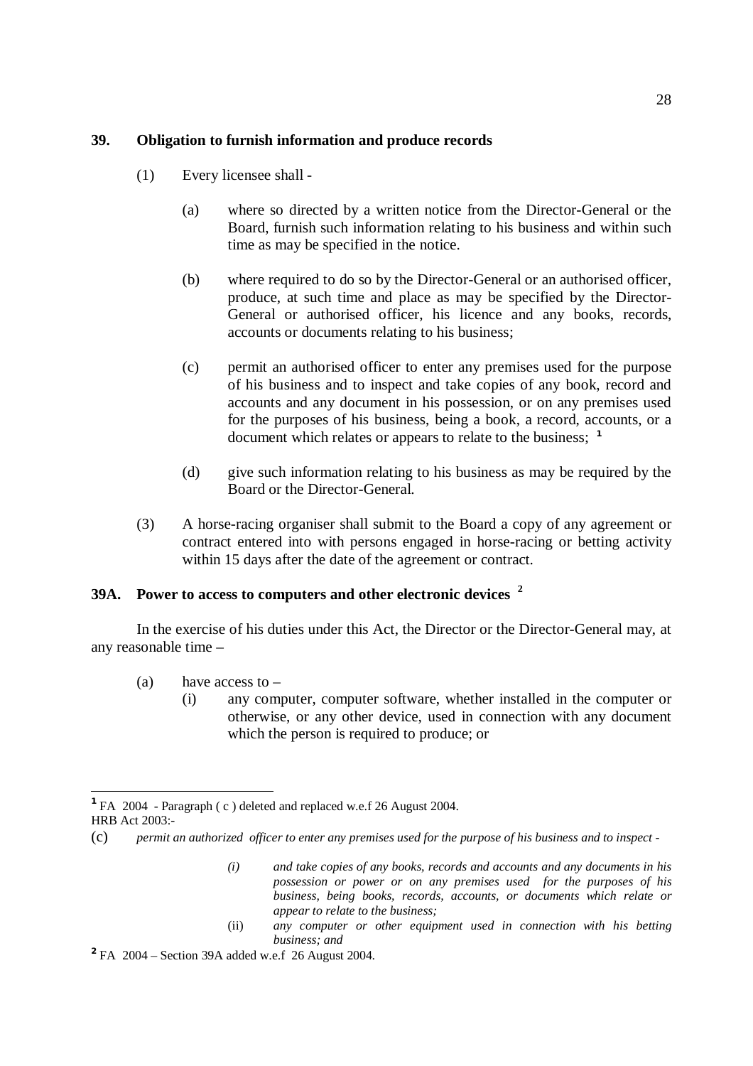**39. Obligation to furnish information and produce records**

(1) Every licensee shall -

(a) where so directed by a written notice from the Director-General or the Board, furnish such information relating to his business and within such time as may be specified in the notice.

(b) where required to do so by the Director-General or an authorised officer, produce, at such time and place as may be specified by the Director-General or authorised officer, his licence and any books, records, accounts or documents relating to his business;

(c) permit an authorised officer to enter any premises used for the purpose of his business and to inspect and take copies of any book, record and accounts and any document in his possession, or on any premises used for the purposes of his business, being a book, a record, accounts, or a document which relates or appears to relate to the business; [1]

(d) give such information relating to his business as may be required by the Board or the Director-General.

(3) A horse-racing organiser shall submit to the Board a copy of any agreement or contract entered into with persons engaged in horse-racing or betting activity within 15 days after the date of the agreement or contract.

**39A. Power to access to computers and other electronic devices** [2]

In the exercise of his duties under this Act, the Director or the Director-General may, at any reasonable time –

(a) have access to –

(i) any computer, computer software, whether installed in the computer or otherwise, or any other device, used in connection with any document which the person is required to produce; or

---

[1] FA 2004 - Paragraph ( c ) deleted and replaced w.e.f 26 August 2004.
HRB Act 2003:-

(c) *permit an authorized officer to enter any premises used for the purpose of his business and to inspect -*

*(i) and take copies of any books, records and accounts and any documents in his possession or power or on any premises used for the purposes of his business, being books, records, accounts, or documents which relate or appear to relate to the business;*

(ii) *any computer or other equipment used in connection with his betting business; and*

[2] FA 2004 – Section 39A added w.e.f 26 August 2004.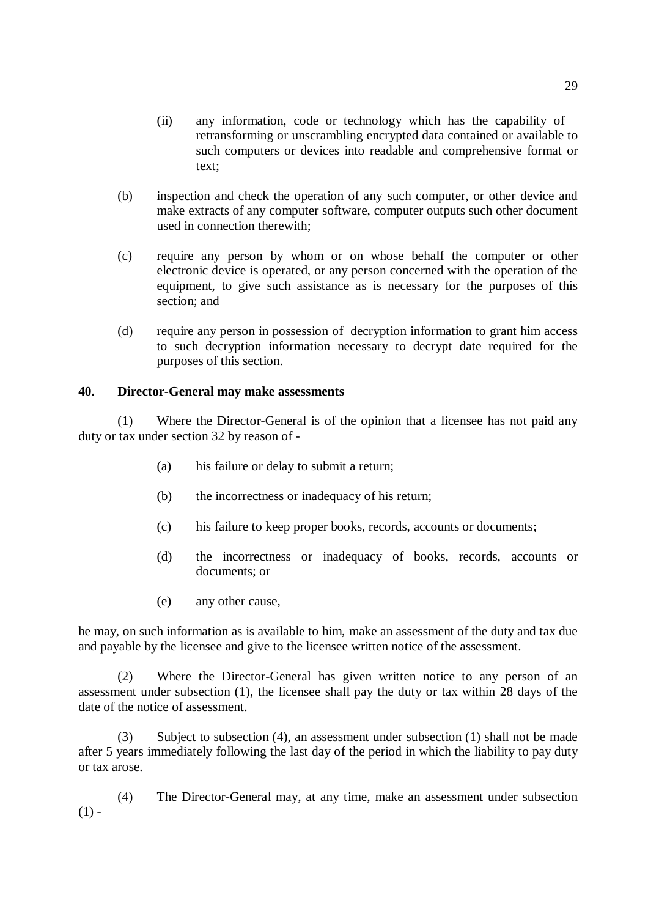(ii) any information, code or technology which has the capability of retransforming or unscrambling encrypted data contained or available to such computers or devices into readable and comprehensive format or text;

(b) inspection and check the operation of any such computer, or other device and make extracts of any computer software, computer outputs such other document used in connection therewith;

(c) require any person by whom or on whose behalf the computer or other electronic device is operated, or any person concerned with the operation of the equipment, to give such assistance as is necessary for the purposes of this section; and

(d) require any person in possession of decryption information to grant him access to such decryption information necessary to decrypt date required for the purposes of this section.

**40. Director-General may make assessments**

(1) Where the Director-General is of the opinion that a licensee has not paid any duty or tax under section 32 by reason of -

(a) his failure or delay to submit a return;

(b) the incorrectness or inadequacy of his return;

(c) his failure to keep proper books, records, accounts or documents;

(d) the incorrectness or inadequacy of books, records, accounts or documents; or

(e) any other cause,

he may, on such information as is available to him, make an assessment of the duty and tax due and payable by the licensee and give to the licensee written notice of the assessment.

(2) Where the Director-General has given written notice to any person of an assessment under subsection (1), the licensee shall pay the duty or tax within 28 days of the date of the notice of assessment.

(3) Subject to subsection (4), an assessment under subsection (1) shall not be made after 5 years immediately following the last day of the period in which the liability to pay duty or tax arose.

(4) The Director-General may, at any time, make an assessment under subsection (1) -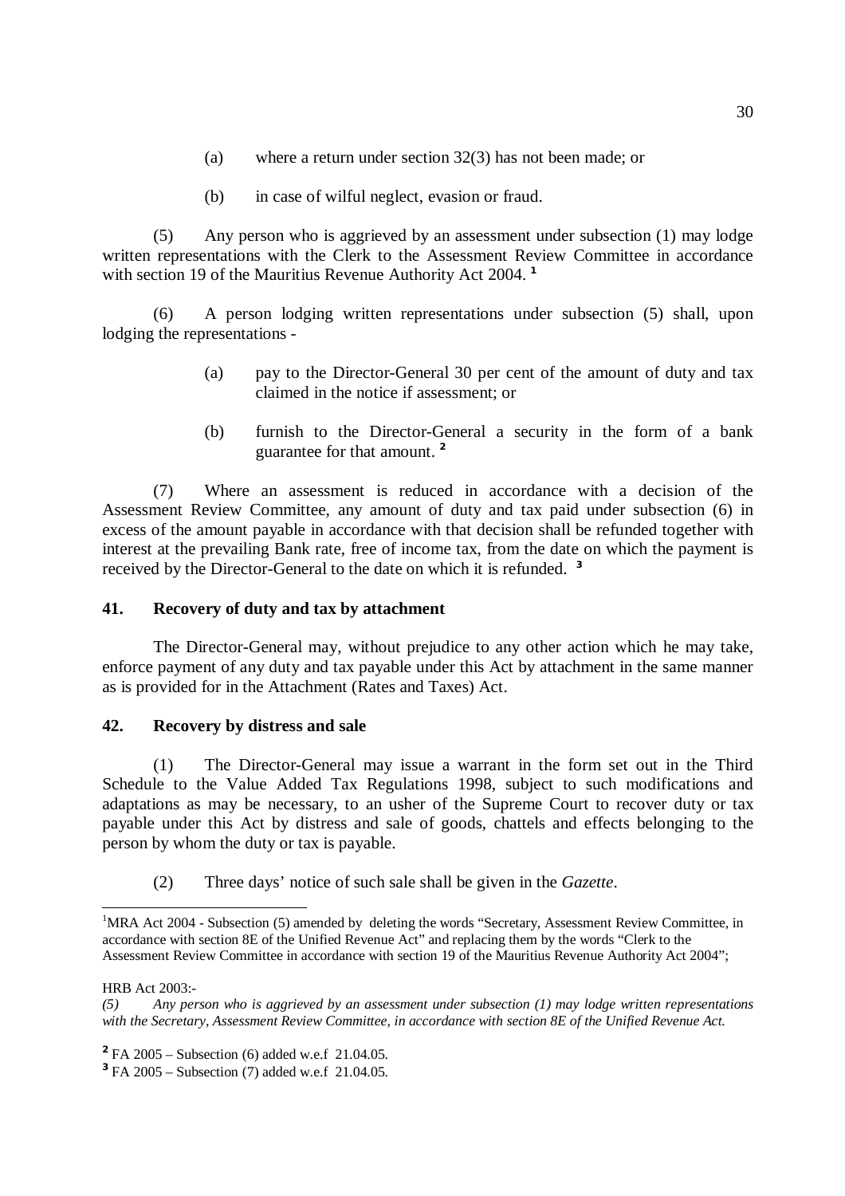(a) where a return under section 32(3) has not been made; or

(b) in case of wilful neglect, evasion or fraud.

(5) Any person who is aggrieved by an assessment under subsection (1) may lodge written representations with the Clerk to the Assessment Review Committee in accordance with section 19 of the Mauritius Revenue Authority Act 2004. [1]

(6) A person lodging written representations under subsection (5) shall, upon lodging the representations -

(a) pay to the Director-General 30 per cent of the amount of duty and tax claimed in the notice if assessment; or

(b) furnish to the Director-General a security in the form of a bank guarantee for that amount. [2]

(7) Where an assessment is reduced in accordance with a decision of the Assessment Review Committee, any amount of duty and tax paid under subsection (6) in excess of the amount payable in accordance with that decision shall be refunded together with interest at the prevailing Bank rate, free of income tax, from the date on which the payment is received by the Director-General to the date on which it is refunded. [3]

## 41. Recovery of duty and tax by attachment

The Director-General may, without prejudice to any other action which he may take, enforce payment of any duty and tax payable under this Act by attachment in the same manner as is provided for in the Attachment (Rates and Taxes) Act.

## 42. Recovery by distress and sale

(1) The Director-General may issue a warrant in the form set out in the Third Schedule to the Value Added Tax Regulations 1998, subject to such modifications and adaptations as may be necessary, to an usher of the Supreme Court to recover duty or tax payable under this Act by distress and sale of goods, chattels and effects belonging to the person by whom the duty or tax is payable.

(2) Three days' notice of such sale shall be given in the *Gazette*.

---

[1] MRA Act 2004 - Subsection (5) amended by deleting the words "Secretary, Assessment Review Committee, in accordance with section 8E of the Unified Revenue Act" and replacing them by the words "Clerk to the Assessment Review Committee in accordance with section 19 of the Mauritius Revenue Authority Act 2004";

HRB Act 2003:-

*(5) Any person who is aggrieved by an assessment under subsection (1) may lodge written representations with the Secretary, Assessment Review Committee, in accordance with section 8E of the Unified Revenue Act.*

[2] FA 2005 – Subsection (6) added w.e.f 21.04.05.

[3] FA 2005 – Subsection (7) added w.e.f 21.04.05.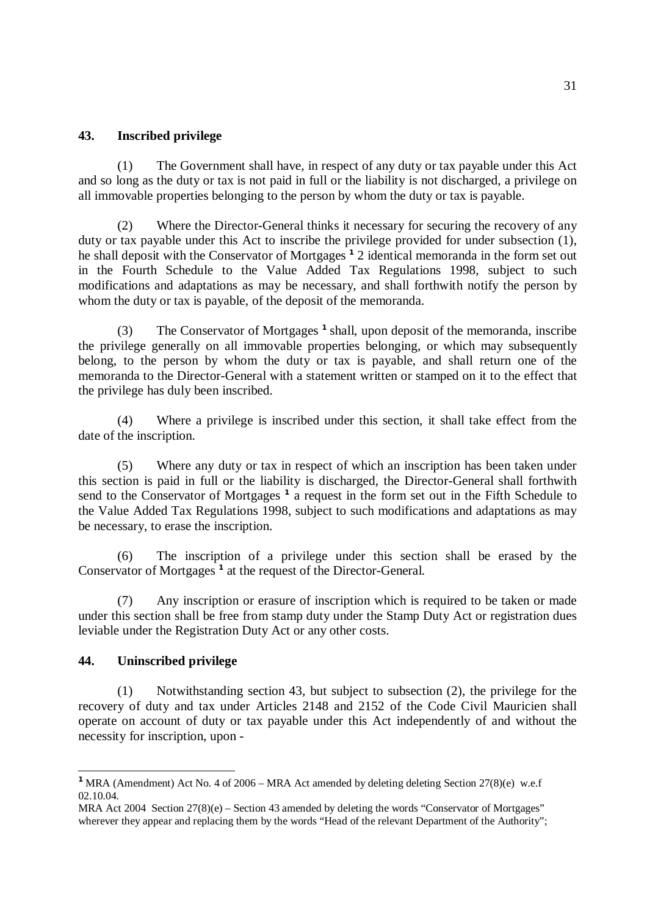## 43. Inscribed privilege

(1) The Government shall have, in respect of any duty or tax payable under this Act and so long as the duty or tax is not paid in full or the liability is not discharged, a privilege on all immovable properties belonging to the person by whom the duty or tax is payable.

(2) Where the Director-General thinks it necessary for securing the recovery of any duty or tax payable under this Act to inscribe the privilege provided for under subsection (1), he shall deposit with the Conservator of Mortgages [1] 2 identical memoranda in the form set out in the Fourth Schedule to the Value Added Tax Regulations 1998, subject to such modifications and adaptations as may be necessary, and shall forthwith notify the person by whom the duty or tax is payable, of the deposit of the memoranda.

(3) The Conservator of Mortgages [1] shall, upon deposit of the memoranda, inscribe the privilege generally on all immovable properties belonging, or which may subsequently belong, to the person by whom the duty or tax is payable, and shall return one of the memoranda to the Director-General with a statement written or stamped on it to the effect that the privilege has duly been inscribed.

(4) Where a privilege is inscribed under this section, it shall take effect from the date of the inscription.

(5) Where any duty or tax in respect of which an inscription has been taken under this section is paid in full or the liability is discharged, the Director-General shall forthwith send to the Conservator of Mortgages [1] a request in the form set out in the Fifth Schedule to the Value Added Tax Regulations 1998, subject to such modifications and adaptations as may be necessary, to erase the inscription.

(6) The inscription of a privilege under this section shall be erased by the Conservator of Mortgages [1] at the request of the Director-General.

(7) Any inscription or erasure of inscription which is required to be taken or made under this section shall be free from stamp duty under the Stamp Duty Act or registration dues leviable under the Registration Duty Act or any other costs.

## 44. Uninscribed privilege

(1) Notwithstanding section 43, but subject to subsection (2), the privilege for the recovery of duty and tax under Articles 2148 and 2152 of the Code Civil Mauricien shall operate on account of duty or tax payable under this Act independently of and without the necessity for inscription, upon -

---

[1] MRA (Amendment) Act No. 4 of 2006 – MRA Act amended by deleting deleting Section 27(8)(e) w.e.f 02.10.04.
MRA Act 2004 Section 27(8)(e) – Section 43 amended by deleting the words "Conservator of Mortgages" wherever they appear and replacing them by the words "Head of the relevant Department of the Authority";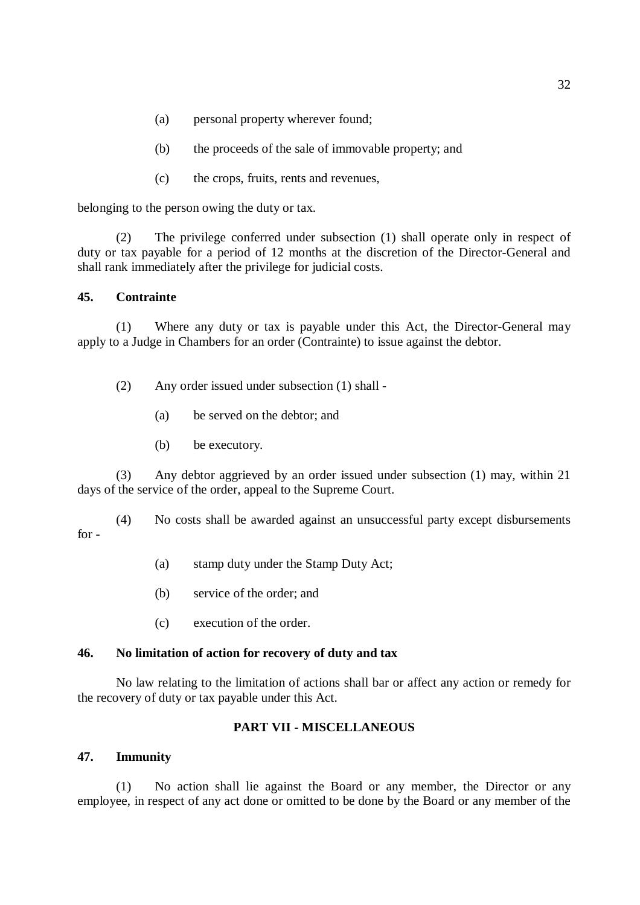(a) personal property wherever found;

(b) the proceeds of the sale of immovable property; and

(c) the crops, fruits, rents and revenues,

belonging to the person owing the duty or tax.

(2) The privilege conferred under subsection (1) shall operate only in respect of duty or tax payable for a period of 12 months at the discretion of the Director-General and shall rank immediately after the privilege for judicial costs.

**45. Contrainte**

(1) Where any duty or tax is payable under this Act, the Director-General may apply to a Judge in Chambers for an order (Contrainte) to issue against the debtor.

(2) Any order issued under subsection (1) shall -

(a) be served on the debtor; and

(b) be executory.

(3) Any debtor aggrieved by an order issued under subsection (1) may, within 21 days of the service of the order, appeal to the Supreme Court.

(4) No costs shall be awarded against an unsuccessful party except disbursements for -

(a) stamp duty under the Stamp Duty Act;

(b) service of the order; and

(c) execution of the order.

**46. No limitation of action for recovery of duty and tax**

No law relating to the limitation of actions shall bar or affect any action or remedy for the recovery of duty or tax payable under this Act.

## PART VII - MISCELLANEOUS

**47. Immunity**

(1) No action shall lie against the Board or any member, the Director or any employee, in respect of any act done or omitted to be done by the Board or any member of the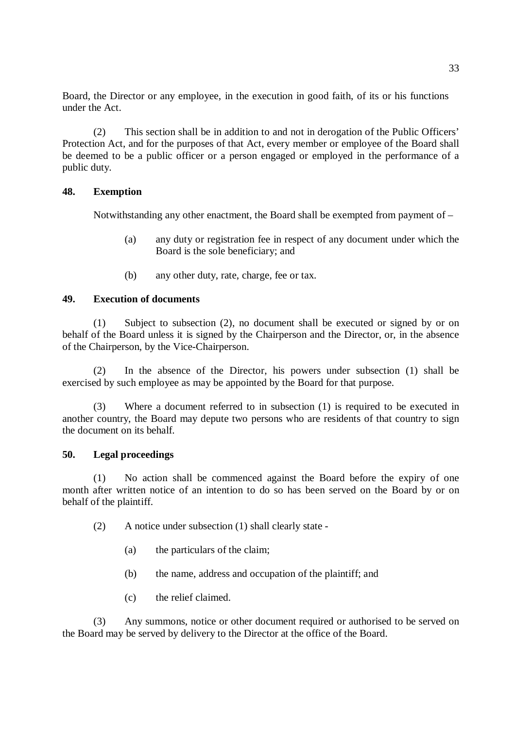Board, the Director or any employee, in the execution in good faith, of its or his functions under the Act.

(2) This section shall be in addition to and not in derogation of the Public Officers' Protection Act, and for the purposes of that Act, every member or employee of the Board shall be deemed to be a public officer or a person engaged or employed in the performance of a public duty.

**48. Exemption**

Notwithstanding any other enactment, the Board shall be exempted from payment of –

(a) any duty or registration fee in respect of any document under which the Board is the sole beneficiary; and

(b) any other duty, rate, charge, fee or tax.

**49. Execution of documents**

(1) Subject to subsection (2), no document shall be executed or signed by or on behalf of the Board unless it is signed by the Chairperson and the Director, or, in the absence of the Chairperson, by the Vice-Chairperson.

(2) In the absence of the Director, his powers under subsection (1) shall be exercised by such employee as may be appointed by the Board for that purpose.

(3) Where a document referred to in subsection (1) is required to be executed in another country, the Board may depute two persons who are residents of that country to sign the document on its behalf.

**50. Legal proceedings**

(1) No action shall be commenced against the Board before the expiry of one month after written notice of an intention to do so has been served on the Board by or on behalf of the plaintiff.

(2) A notice under subsection (1) shall clearly state -

(a) the particulars of the claim;

(b) the name, address and occupation of the plaintiff; and

(c) the relief claimed.

(3) Any summons, notice or other document required or authorised to be served on the Board may be served by delivery to the Director at the office of the Board.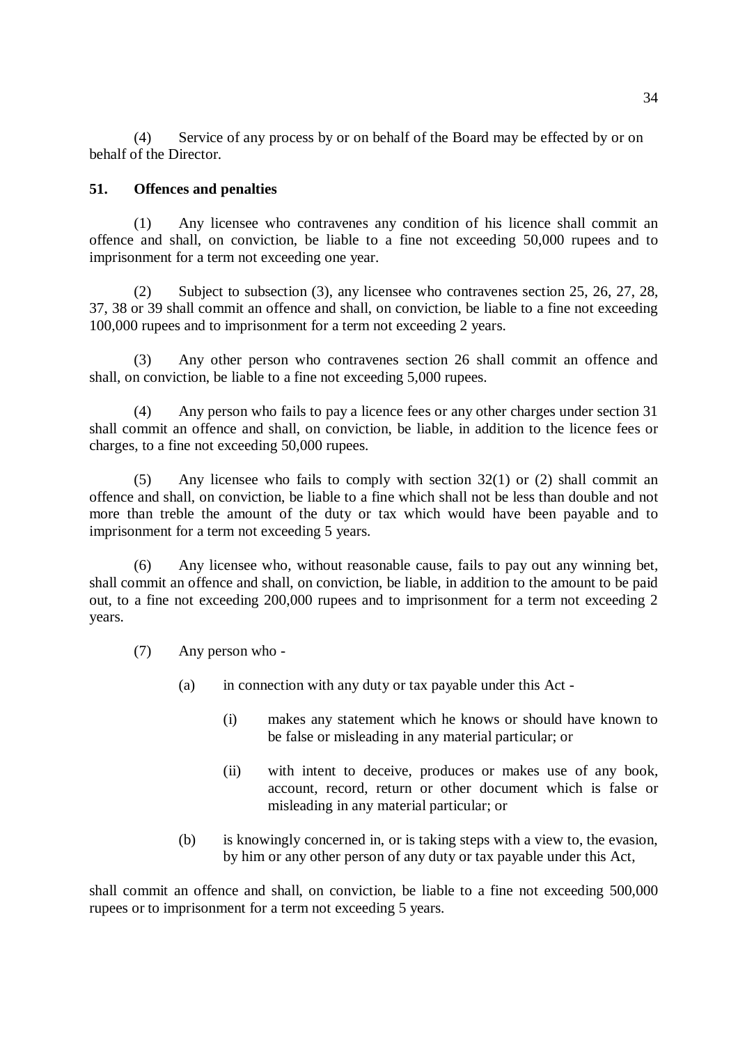(4) Service of any process by or on behalf of the Board may be effected by or on behalf of the Director.

**51. Offences and penalties**

(1) Any licensee who contravenes any condition of his licence shall commit an offence and shall, on conviction, be liable to a fine not exceeding 50,000 rupees and to imprisonment for a term not exceeding one year.

(2) Subject to subsection (3), any licensee who contravenes section 25, 26, 27, 28, 37, 38 or 39 shall commit an offence and shall, on conviction, be liable to a fine not exceeding 100,000 rupees and to imprisonment for a term not exceeding 2 years.

(3) Any other person who contravenes section 26 shall commit an offence and shall, on conviction, be liable to a fine not exceeding 5,000 rupees.

(4) Any person who fails to pay a licence fees or any other charges under section 31 shall commit an offence and shall, on conviction, be liable, in addition to the licence fees or charges, to a fine not exceeding 50,000 rupees.

(5) Any licensee who fails to comply with section 32(1) or (2) shall commit an offence and shall, on conviction, be liable to a fine which shall not be less than double and not more than treble the amount of the duty or tax which would have been payable and to imprisonment for a term not exceeding 5 years.

(6) Any licensee who, without reasonable cause, fails to pay out any winning bet, shall commit an offence and shall, on conviction, be liable, in addition to the amount to be paid out, to a fine not exceeding 200,000 rupees and to imprisonment for a term not exceeding 2 years.

(7) Any person who -

(a) in connection with any duty or tax payable under this Act -

(i) makes any statement which he knows or should have known to be false or misleading in any material particular; or

(ii) with intent to deceive, produces or makes use of any book, account, record, return or other document which is false or misleading in any material particular; or

(b) is knowingly concerned in, or is taking steps with a view to, the evasion, by him or any other person of any duty or tax payable under this Act,

shall commit an offence and shall, on conviction, be liable to a fine not exceeding 500,000 rupees or to imprisonment for a term not exceeding 5 years.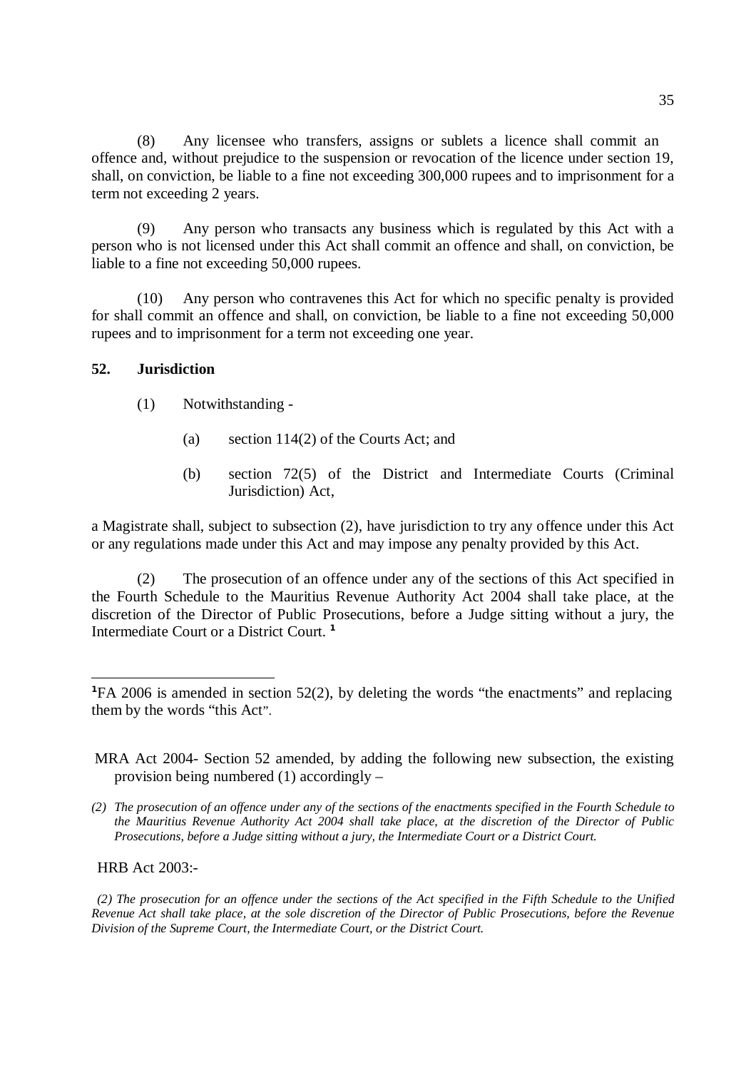(8) Any licensee who transfers, assigns or sublets a licence shall commit an offence and, without prejudice to the suspension or revocation of the licence under section 19, shall, on conviction, be liable to a fine not exceeding 300,000 rupees and to imprisonment for a term not exceeding 2 years.

(9) Any person who transacts any business which is regulated by this Act with a person who is not licensed under this Act shall commit an offence and shall, on conviction, be liable to a fine not exceeding 50,000 rupees.

(10) Any person who contravenes this Act for which no specific penalty is provided for shall commit an offence and shall, on conviction, be liable to a fine not exceeding 50,000 rupees and to imprisonment for a term not exceeding one year.

**52. Jurisdiction**

(1) Notwithstanding -

(a) section 114(2) of the Courts Act; and

(b) section 72(5) of the District and Intermediate Courts (Criminal Jurisdiction) Act,

a Magistrate shall, subject to subsection (2), have jurisdiction to try any offence under this Act or any regulations made under this Act and may impose any penalty provided by this Act.

(2) The prosecution of an offence under any of the sections of this Act specified in the Fourth Schedule to the Mauritius Revenue Authority Act 2004 shall take place, at the discretion of the Director of Public Prosecutions, before a Judge sitting without a jury, the Intermediate Court or a District Court. [1]

---

[1] FA 2006 is amended in section 52(2), by deleting the words "the enactments" and replacing them by the words "this Act".

MRA Act 2004- Section 52 amended, by adding the following new subsection, the existing provision being numbered (1) accordingly –

*(2) The prosecution of an offence under any of the sections of the enactments specified in the Fourth Schedule to the Mauritius Revenue Authority Act 2004 shall take place, at the discretion of the Director of Public Prosecutions, before a Judge sitting without a jury, the Intermediate Court or a District Court.*

HRB Act 2003:-

*(2) The prosecution for an offence under the sections of the Act specified in the Fifth Schedule to the Unified Revenue Act shall take place, at the sole discretion of the Director of Public Prosecutions, before the Revenue Division of the Supreme Court, the Intermediate Court, or the District Court.*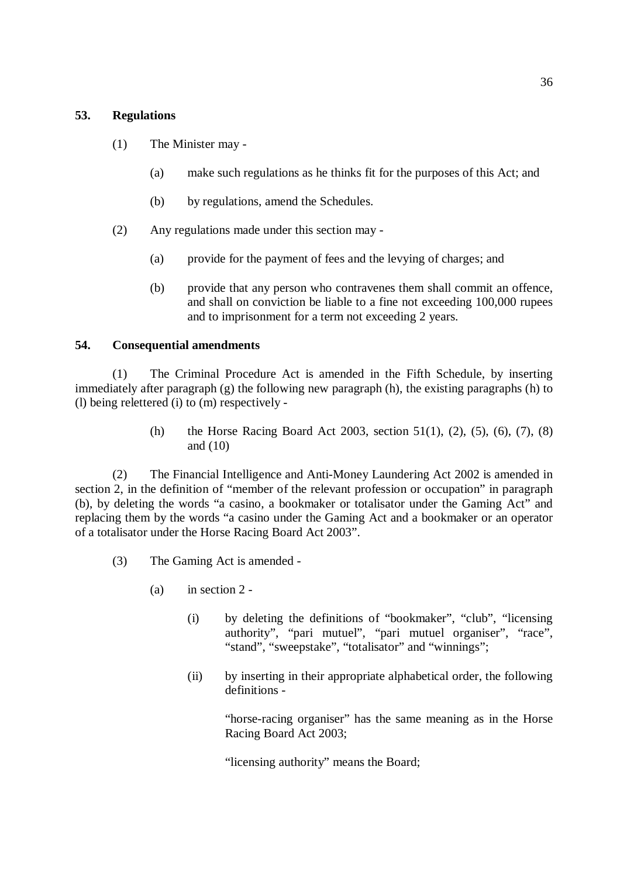**53. Regulations**

(1) The Minister may -

(a) make such regulations as he thinks fit for the purposes of this Act; and

(b) by regulations, amend the Schedules.

(2) Any regulations made under this section may -

(a) provide for the payment of fees and the levying of charges; and

(b) provide that any person who contravenes them shall commit an offence, and shall on conviction be liable to a fine not exceeding 100,000 rupees and to imprisonment for a term not exceeding 2 years.

**54. Consequential amendments**

(1) The Criminal Procedure Act is amended in the Fifth Schedule, by inserting immediately after paragraph (g) the following new paragraph (h), the existing paragraphs (h) to (l) being relettered (i) to (m) respectively -

> (h) the Horse Racing Board Act 2003, section 51(1), (2), (5), (6), (7), (8) and (10)

(2) The Financial Intelligence and Anti-Money Laundering Act 2002 is amended in section 2, in the definition of "member of the relevant profession or occupation" in paragraph (b), by deleting the words "a casino, a bookmaker or totalisator under the Gaming Act" and replacing them by the words "a casino under the Gaming Act and a bookmaker or an operator of a totalisator under the Horse Racing Board Act 2003".

(3) The Gaming Act is amended -

(a) in section 2 -

(i) by deleting the definitions of "bookmaker", "club", "licensing authority", "pari mutuel", "pari mutuel organiser", "race", "stand", "sweepstake", "totalisator" and "winnings";

(ii) by inserting in their appropriate alphabetical order, the following definitions -

"horse-racing organiser" has the same meaning as in the Horse Racing Board Act 2003;

"licensing authority" means the Board;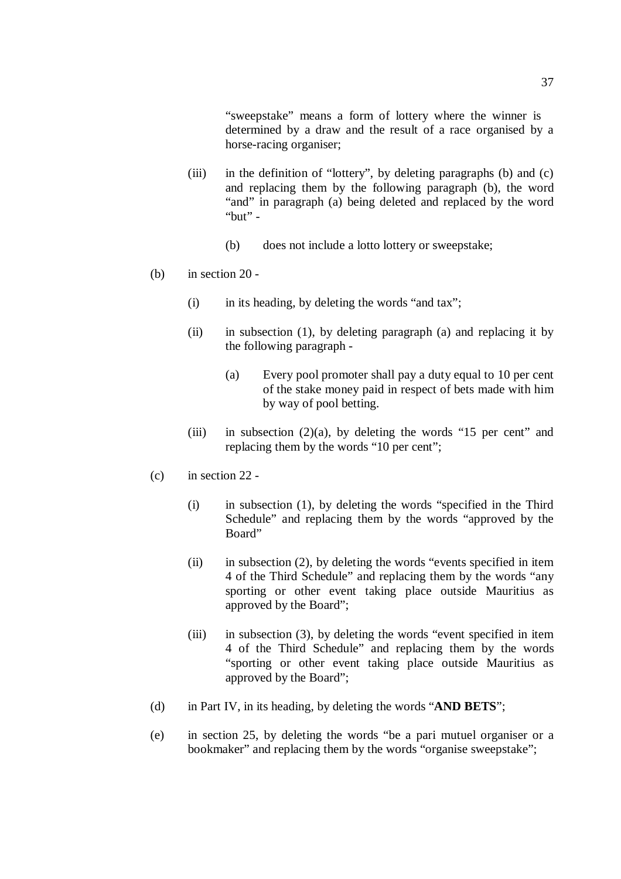"sweepstake" means a form of lottery where the winner is determined by a draw and the result of a race organised by a horse-racing organiser;

(iii) in the definition of "lottery", by deleting paragraphs (b) and (c) and replacing them by the following paragraph (b), the word "and" in paragraph (a) being deleted and replaced by the word "but" -

(b) does not include a lotto lottery or sweepstake;

(b) in section 20 -

(i) in its heading, by deleting the words "and tax";

(ii) in subsection (1), by deleting paragraph (a) and replacing it by the following paragraph -

(a) Every pool promoter shall pay a duty equal to 10 per cent of the stake money paid in respect of bets made with him by way of pool betting.

(iii) in subsection (2)(a), by deleting the words "15 per cent" and replacing them by the words "10 per cent";

(c) in section 22 -

(i) in subsection (1), by deleting the words "specified in the Third Schedule" and replacing them by the words "approved by the Board"

(ii) in subsection (2), by deleting the words "events specified in item 4 of the Third Schedule" and replacing them by the words "any sporting or other event taking place outside Mauritius as approved by the Board";

(iii) in subsection (3), by deleting the words "event specified in item 4 of the Third Schedule" and replacing them by the words "sporting or other event taking place outside Mauritius as approved by the Board";

(d) in Part IV, in its heading, by deleting the words "**AND BETS**";

(e) in section 25, by deleting the words "be a pari mutuel organiser or a bookmaker" and replacing them by the words "organise sweepstake";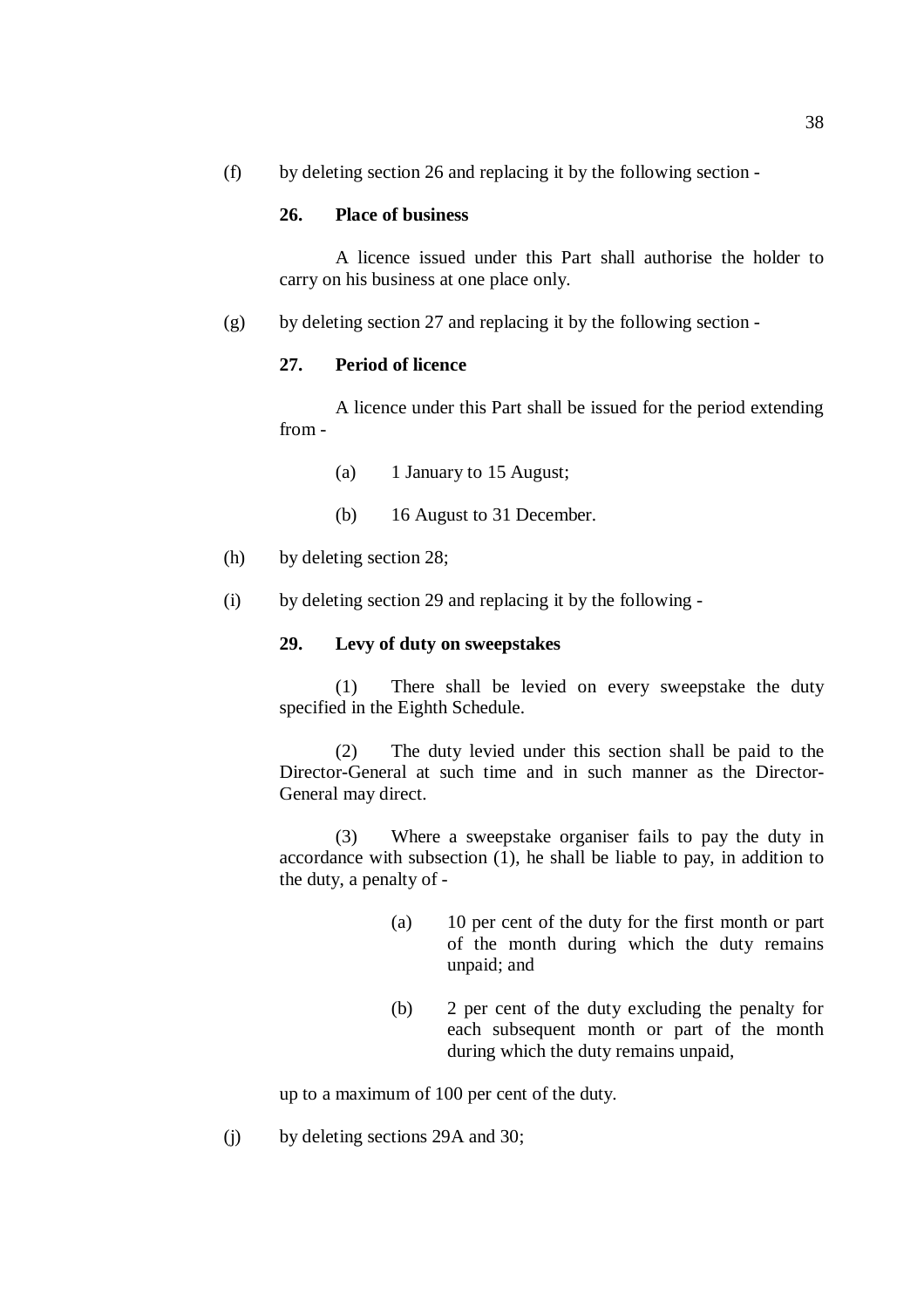(f) by deleting section 26 and replacing it by the following section -

**26. Place of business**

A licence issued under this Part shall authorise the holder to carry on his business at one place only.

(g) by deleting section 27 and replacing it by the following section -

**27. Period of licence**

A licence under this Part shall be issued for the period extending from -

(a) 1 January to 15 August;

(b) 16 August to 31 December.

(h) by deleting section 28;

(i) by deleting section 29 and replacing it by the following -

**29. Levy of duty on sweepstakes**

(1) There shall be levied on every sweepstake the duty specified in the Eighth Schedule.

(2) The duty levied under this section shall be paid to the Director-General at such time and in such manner as the Director-General may direct.

(3) Where a sweepstake organiser fails to pay the duty in accordance with subsection (1), he shall be liable to pay, in addition to the duty, a penalty of -

(a) 10 per cent of the duty for the first month or part of the month during which the duty remains unpaid; and

(b) 2 per cent of the duty excluding the penalty for each subsequent month or part of the month during which the duty remains unpaid,

up to a maximum of 100 per cent of the duty.

(j) by deleting sections 29A and 30;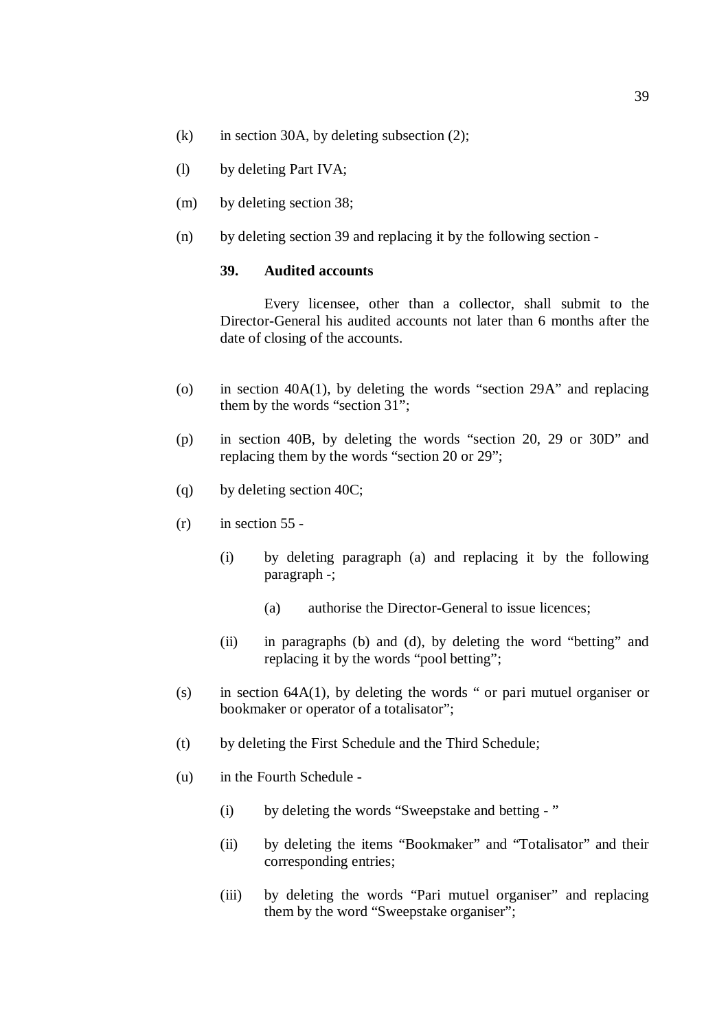(k) in section 30A, by deleting subsection (2);

(l) by deleting Part IVA;

(m) by deleting section 38;

(n) by deleting section 39 and replacing it by the following section -

**39. Audited accounts**

Every licensee, other than a collector, shall submit to the Director-General his audited accounts not later than 6 months after the date of closing of the accounts.

(o) in section 40A(1), by deleting the words "section 29A" and replacing them by the words "section 31";

(p) in section 40B, by deleting the words "section 20, 29 or 30D" and replacing them by the words "section 20 or 29";

(q) by deleting section 40C;

(r) in section 55 -

(i) by deleting paragraph (a) and replacing it by the following paragraph -;

(a) authorise the Director-General to issue licences;

(ii) in paragraphs (b) and (d), by deleting the word "betting" and replacing it by the words "pool betting";

(s) in section 64A(1), by deleting the words " or pari mutuel organiser or bookmaker or operator of a totalisator";

(t) by deleting the First Schedule and the Third Schedule;

(u) in the Fourth Schedule -

(i) by deleting the words "Sweepstake and betting - "

(ii) by deleting the items "Bookmaker" and "Totalisator" and their corresponding entries;

(iii) by deleting the words "Pari mutuel organiser" and replacing them by the word "Sweepstake organiser";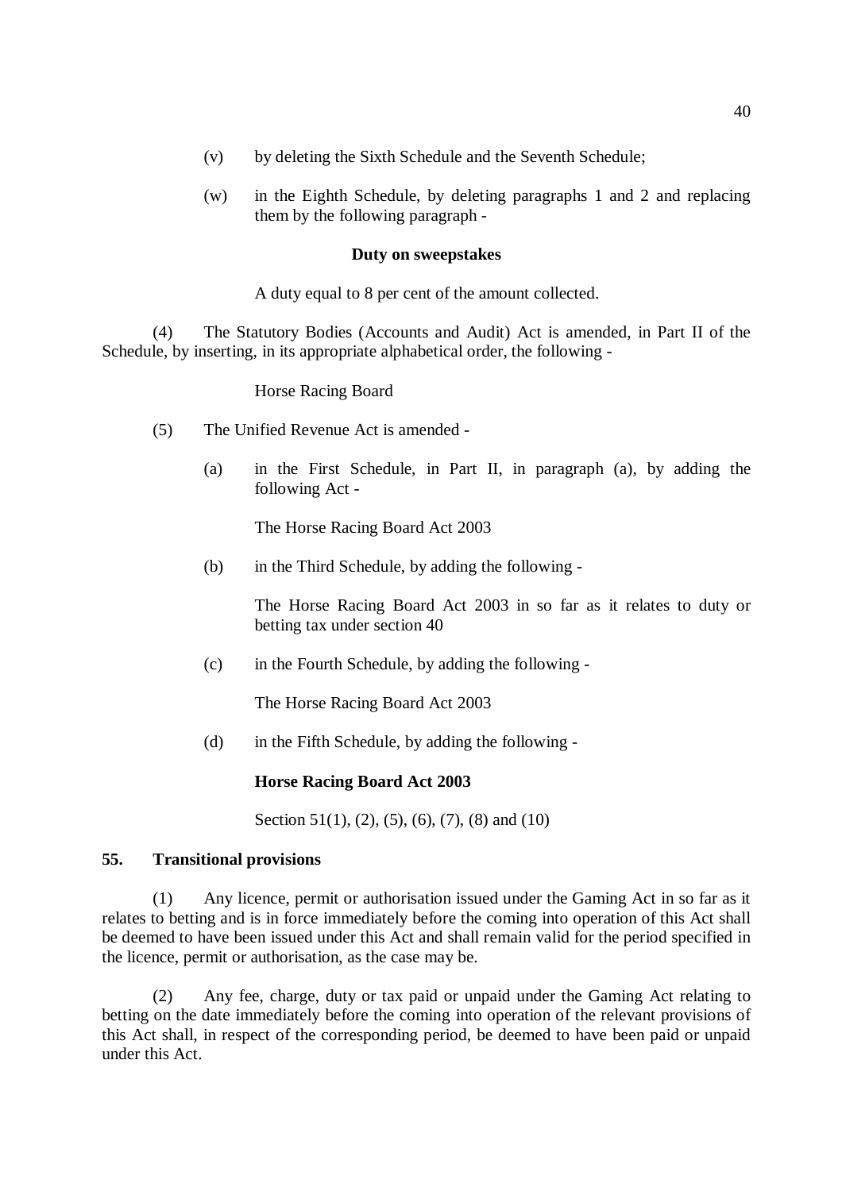(v) by deleting the Sixth Schedule and the Seventh Schedule;

(w) in the Eighth Schedule, by deleting paragraphs 1 and 2 and replacing them by the following paragraph -

**Duty on sweepstakes**

A duty equal to 8 per cent of the amount collected.

(4) The Statutory Bodies (Accounts and Audit) Act is amended, in Part II of the Schedule, by inserting, in its appropriate alphabetical order, the following -

Horse Racing Board

(5) The Unified Revenue Act is amended -

(a) in the First Schedule, in Part II, in paragraph (a), by adding the following Act -

The Horse Racing Board Act 2003

(b) in the Third Schedule, by adding the following -

The Horse Racing Board Act 2003 in so far as it relates to duty or betting tax under section 40

(c) in the Fourth Schedule, by adding the following -

The Horse Racing Board Act 2003

(d) in the Fifth Schedule, by adding the following -

**Horse Racing Board Act 2003**

Section 51(1), (2), (5), (6), (7), (8) and (10)

**55. Transitional provisions**

(1) Any licence, permit or authorisation issued under the Gaming Act in so far as it relates to betting and is in force immediately before the coming into operation of this Act shall be deemed to have been issued under this Act and shall remain valid for the period specified in the licence, permit or authorisation, as the case may be.

(2) Any fee, charge, duty or tax paid or unpaid under the Gaming Act relating to betting on the date immediately before the coming into operation of the relevant provisions of this Act shall, in respect of the corresponding period, be deemed to have been paid or unpaid under this Act.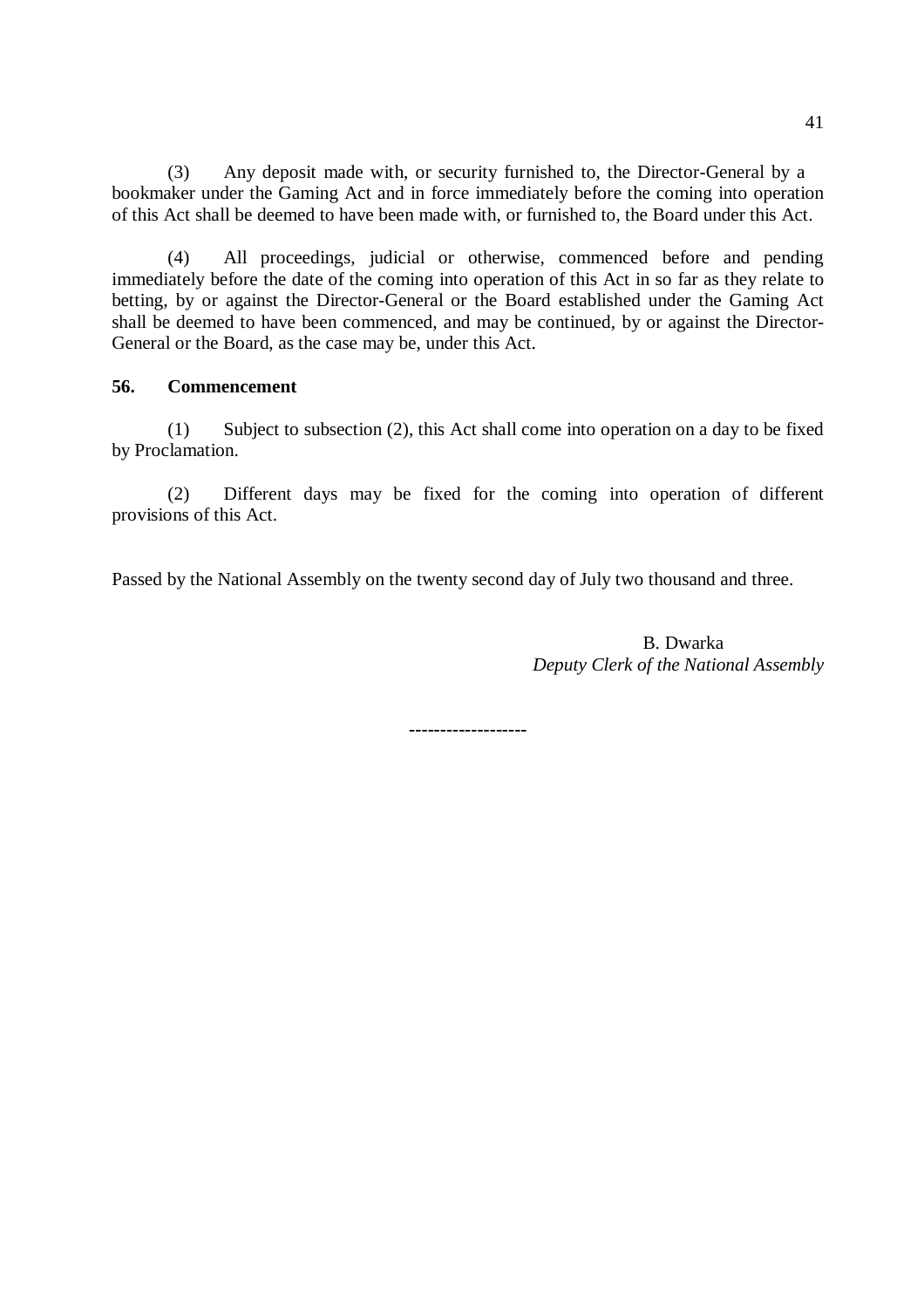(3) Any deposit made with, or security furnished to, the Director-General by a bookmaker under the Gaming Act and in force immediately before the coming into operation of this Act shall be deemed to have been made with, or furnished to, the Board under this Act.

(4) All proceedings, judicial or otherwise, commenced before and pending immediately before the date of the coming into operation of this Act in so far as they relate to betting, by or against the Director-General or the Board established under the Gaming Act shall be deemed to have been commenced, and may be continued, by or against the Director-General or the Board, as the case may be, under this Act.

**56. Commencement**

(1) Subject to subsection (2), this Act shall come into operation on a day to be fixed by Proclamation.

(2) Different days may be fixed for the coming into operation of different provisions of this Act.

Passed by the National Assembly on the twenty second day of July two thousand and three.

B. Dwarka
*Deputy Clerk of the National Assembly*

------------------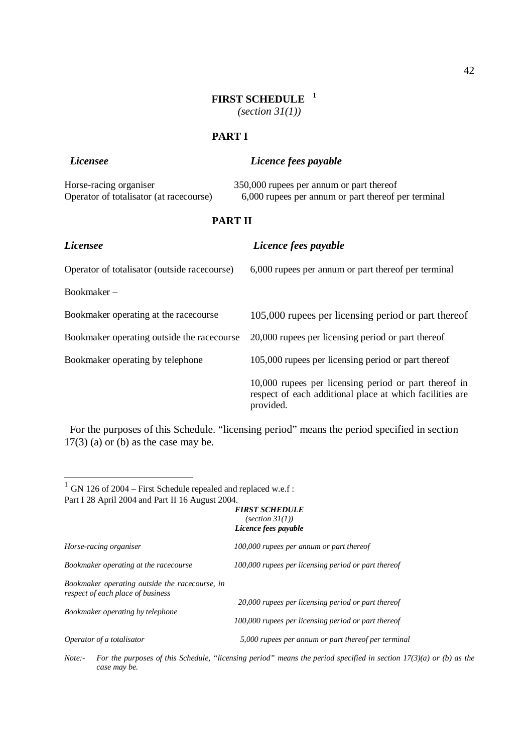## FIRST SCHEDULE [1]

*(section 31(1))*

### PART I

| *Licensee* | *Licence fees payable* |
|---|---|
| Horse-racing organiser | 350,000 rupees per annum or part thereof |
| Operator of totalisator (at racecourse) | 6,000 rupees per annum or part thereof per terminal |

### PART II

| *Licensee* | *Licence fees payable* |
|---|---|
| Operator of totalisator (outside racecourse) | 6,000 rupees per annum or part thereof per terminal |
| Bookmaker – | |
| Bookmaker operating at the racecourse | 105,000 rupees per licensing period or part thereof |
| Bookmaker operating outside the racecourse | 20,000 rupees per licensing period or part thereof |
| Bookmaker operating by telephone | 105,000 rupees per licensing period or part thereof |
| | 10,000 rupees per licensing period or part thereof in respect of each additional place at which facilities are provided. |

For the purposes of this Schedule. "licensing period" means the period specified in section 17(3) (a) or (b) as the case may be.

---

[1] GN 126 of 2004 – First Schedule repealed and replaced w.e.f : Part I 28 April 2004 and Part II 16 August 2004.

***FIRST SCHEDULE***
*(section 31(1))*
***Licence fees payable***

| | |
|---|---|
| *Horse-racing organiser* | *100,000 rupees per annum or part thereof* |
| *Bookmaker operating at the racecourse* | *100,000 rupees per licensing period or part thereof* |
| *Bookmaker operating outside the racecourse, in respect of each place of business* | *20,000 rupees per licensing period or part thereof* |
| *Bookmaker operating by telephone* | *100,000 rupees per licensing period or part thereof* |
| *Operator of a totalisator* | *5,000 rupees per annum or part thereof per terminal* |

*Note:- For the purposes of this Schedule, "licensing period" means the period specified in section 17(3)(a) or (b) as the case may be.*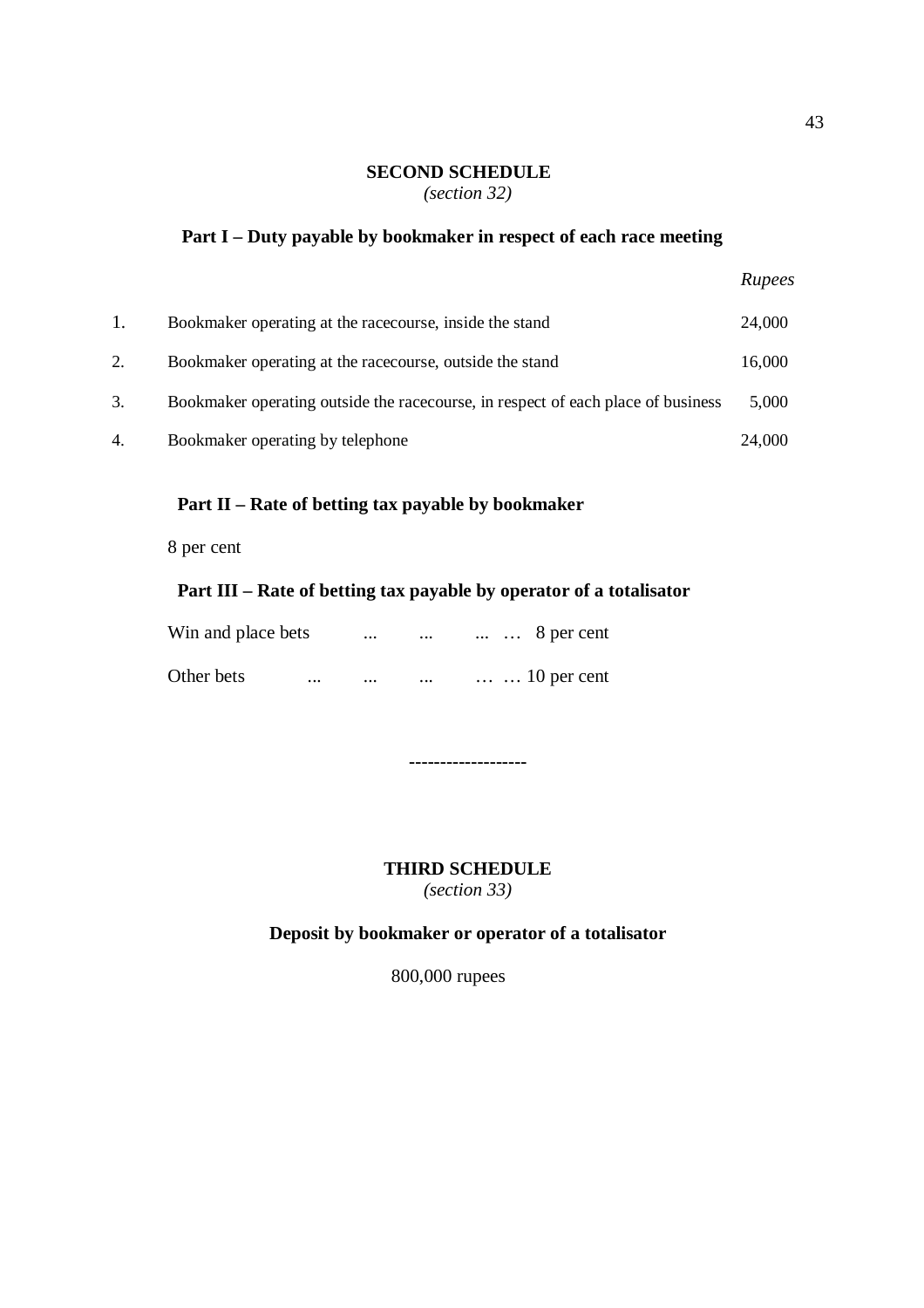## SECOND SCHEDULE

*(section 32)*

### Part I – Duty payable by bookmaker in respect of each race meeting

| | | *Rupees* |
|---|---|---|
| 1. | Bookmaker operating at the racecourse, inside the stand | 24,000 |
| 2. | Bookmaker operating at the racecourse, outside the stand | 16,000 |
| 3. | Bookmaker operating outside the racecourse, in respect of each place of business | 5,000 |
| 4. | Bookmaker operating by telephone | 24,000 |

### Part II – Rate of betting tax payable by bookmaker

8 per cent

### Part III – Rate of betting tax payable by operator of a totalisator

Win and place bets ... ... ... … 8 per cent

Other bets ... ... ... … … 10 per cent

------------------

## THIRD SCHEDULE

*(section 33)*

### Deposit by bookmaker or operator of a totalisator

800,000 rupees